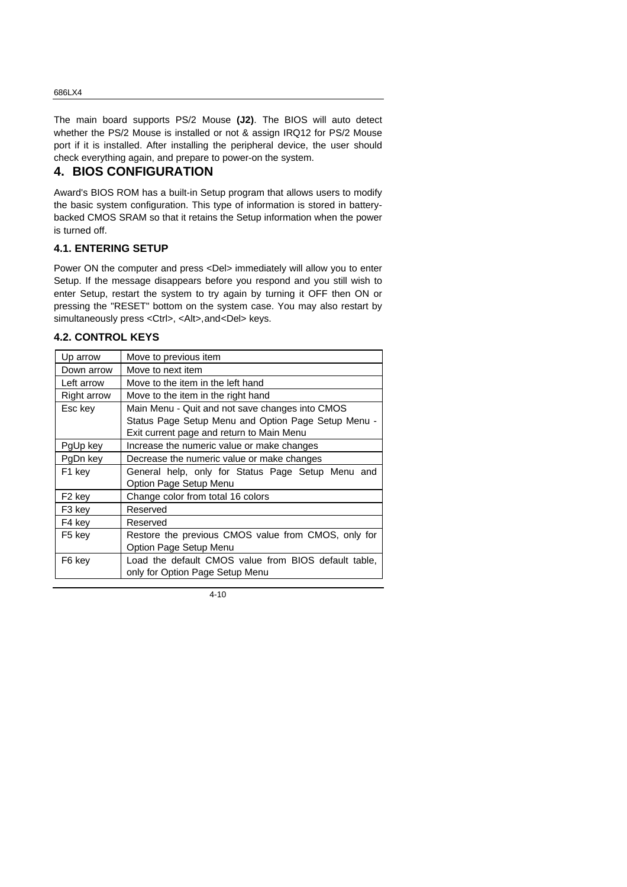The main board supports PS/2 Mouse **(J2)**. The BIOS will auto detect whether the PS/2 Mouse is installed or not & assign IRQ12 for PS/2 Mouse port if it is installed. After installing the peripheral device, the user should check everything again, and prepare to power-on the system.

# 4. BIOS CONFIGURATION

Award's BIOS ROM has a built-in Setup program that allows users to modify the basic system configuration. This type of information is stored in battery-backed CMOS SRAM so that it retains the Setup information when the power is turned off.

## 4.1. ENTERING SETUP

Power ON the computer and press <Del> immediately will allow you to enter Setup. If the message disappears before you respond and you still wish to enter Setup, restart the system to try again by turning it OFF then ON or pressing the "RESET" bottom on the system case. You may also restart by simultaneously press <Ctrl>, <Alt>,and<Del> keys.

## 4.2. CONTROL KEYS

| Key | Function |
|---|---|
| Up arrow | Move to previous item |
| Down arrow | Move to next item |
| Left arrow | Move to the item in the left hand |
| Right arrow | Move to the item in the right hand |
| Esc key | Main Menu - Quit and not save changes into CMOS<br>Status Page Setup Menu and Option Page Setup Menu - Exit current page and return to Main Menu |
| PgUp key | Increase the numeric value or make changes |
| PgDn key | Decrease the numeric value or make changes |
| F1 key | General help, only for Status Page Setup Menu and Option Page Setup Menu |
| F2 key | Change color from total 16 colors |
| F3 key | Reserved |
| F4 key | Reserved |
| F5 key | Restore the previous CMOS value from CMOS, only for Option Page Setup Menu |
| F6 key | Load the default CMOS value from BIOS default table, only for Option Page Setup Menu |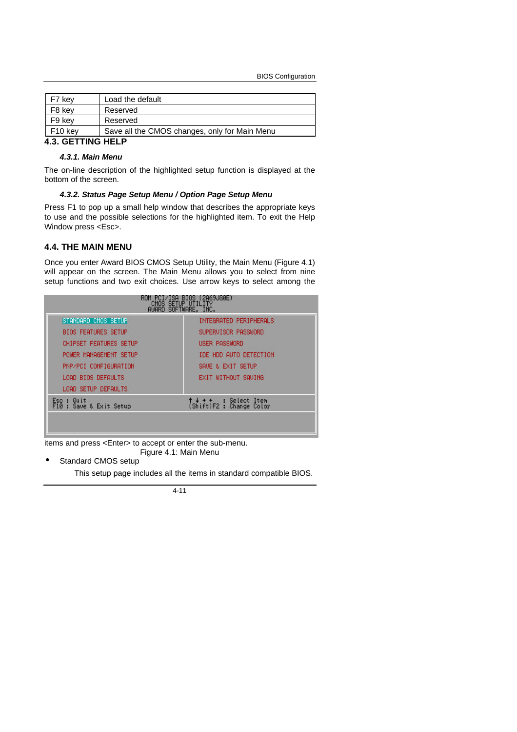| F7 key | Load the default |
|---|---|
| F8 key | Reserved |
| F9 key | Reserved |
| F10 key | Save all the CMOS changes, only for Main Menu |

## 4.3. GETTING HELP

### *4.3.1. Main Menu*

The on-line description of the highlighted setup function is displayed at the bottom of the screen.

### *4.3.2. Status Page Setup Menu / Option Page Setup Menu*

Press F1 to pop up a small help window that describes the appropriate keys to use and the possible selections for the highlighted item. To exit the Help Window press <Esc>.

## 4.4. THE MAIN MENU

Once you enter Award BIOS CMOS Setup Utility, the Main Menu (Figure 4.1) will appear on the screen. The Main Menu allows you to select from nine setup functions and two exit choices. Use arrow keys to select among the items and press <Enter> to accept or enter the sub-menu.

```
                 ROM PCI/ISA BIOS (2A69JG0E)
                     CMOS SETUP UTILITY
                    AWARD SOFTWARE, INC.

STANDARD CMOS SETUP              INTEGRATED PERIPHERALS
BIOS FEATURES SETUP              SUPERVISOR PASSWORD
CHIPSET FEATURES SETUP           USER PASSWORD
POWER MANAGEMENT SETUP           IDE HDD AUTO DETECTION
PNP/PCI CONFIGURATION            SAVE & EXIT SETUP
LOAD BIOS DEFAULTS               EXIT WITHOUT SAVING
LOAD SETUP DEFAULTS

Esc : Quit                       ↑ ↓ → ←   : Select Item
F10 : Save & Exit Setup          (Shift)F2 : Change Color
```

Figure 4.1: Main Menu

- Standard CMOS setup

  This setup page includes all the items in standard compatible BIOS.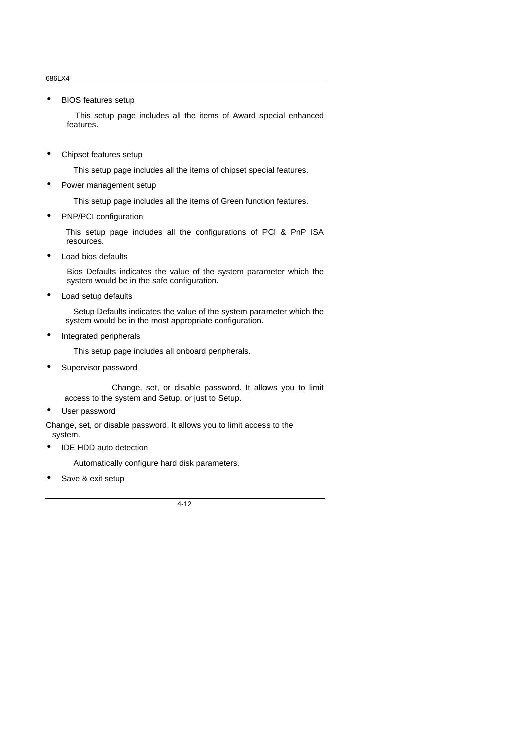- BIOS features setup

  This setup page includes all the items of Award special enhanced features.

- Chipset features setup

  This setup page includes all the items of chipset special features.

- Power management setup

  This setup page includes all the items of Green function features.

- PNP/PCI configuration

  This setup page includes all the configurations of PCI & PnP ISA resources.

- Load bios defaults

  Bios Defaults indicates the value of the system parameter which the system would be in the safe configuration.

- Load setup defaults

  Setup Defaults indicates the value of the system parameter which the system would be in the most appropriate configuration.

- Integrated peripherals

  This setup page includes all onboard peripherals.

- Supervisor password

  Change, set, or disable password. It allows you to limit access to the system and Setup, or just to Setup.

- User password

Change, set, or disable password. It allows you to limit access to the system.

- IDE HDD auto detection

  Automatically configure hard disk parameters.

- Save & exit setup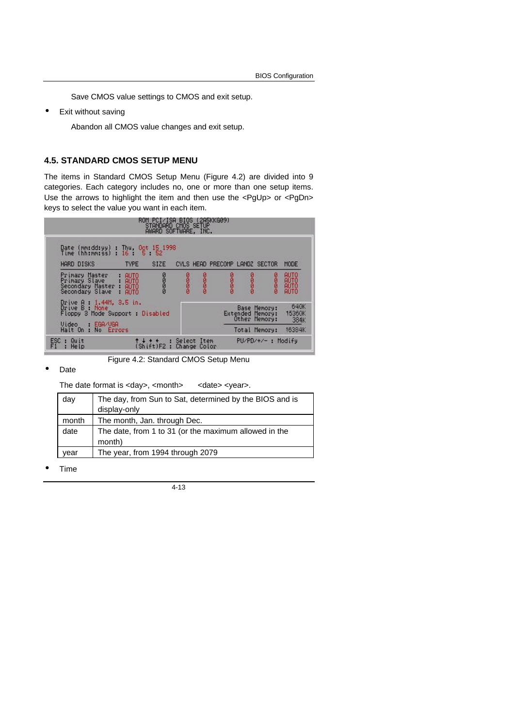Save CMOS value settings to CMOS and exit setup.

- Exit without saving

  Abandon all CMOS value changes and exit setup.

### 4.5. STANDARD CMOS SETUP MENU

The items in Standard CMOS Setup Menu (Figure 4.2) are divided into 9 categories. Each category includes no, one or more than one setup items. Use the arrows to highlight the item and then use the <PgUp> or <PgDn> keys to select the value you want in each item.

```
                    ROM PCI/ISA BIOS (2A5KKG09)
                       STANDARD CMOS SETUP
                       AWARD SOFTWARE, INC.

  Date (mm:dd:yy) : Thu, Oct 15 1998
  Time (hh:mm:ss) : 16 :  5 : 52

  HARD DISKS         TYPE   SIZE   CYLS HEAD PRECOMP LANDZ SECTOR  MODE

  Primary Master   : AUTO     0      0    0      0      0      0   AUTO
  Primary Slave    : AUTO     0      0    0      0      0      0   AUTO
  Secondary Master : AUTO     0      0    0      0      0      0   AUTO
  Secondary Slave  : AUTO     0      0    0      0      0      0   AUTO

  Drive A : 1.44M, 3.5 in.
  Drive B : None                                 Base Memory:     640K
  Floppy 3 Mode Support : Disabled           Extended Memory:   15360K
                                                Other Memory:     384K
  Video    : EGA/VGA
  Halt On  : No  Errors                         Total Memory:   16384K

 ESC : Quit          ↑ ↓ → ←  : Select Item      PU/PD/+/- : Modify
 F1  : Help         (Shift)F2 : Change Color
```

Figure 4.2: Standard CMOS Setup Menu

- Date

  The date format is <day>, <month> <date> <year>.

| | |
|---|---|
| day | The day, from Sun to Sat, determined by the BIOS and is display-only |
| month | The month, Jan. through Dec. |
| date | The date, from 1 to 31 (or the maximum allowed in the month) |
| year | The year, from 1994 through 2079 |

- Time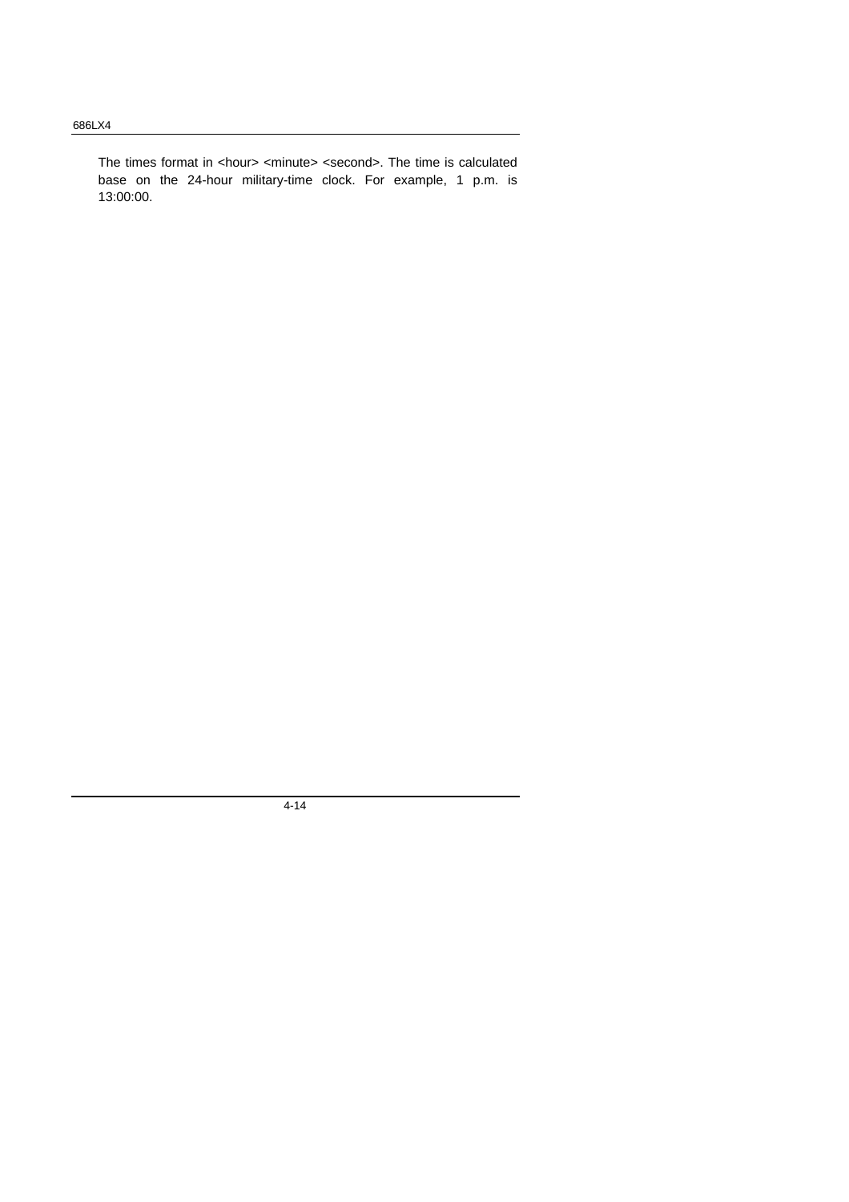The times format in <hour> <minute> <second>. The time is calculated base on the 24-hour military-time clock. For example, 1 p.m. is 13:00:00.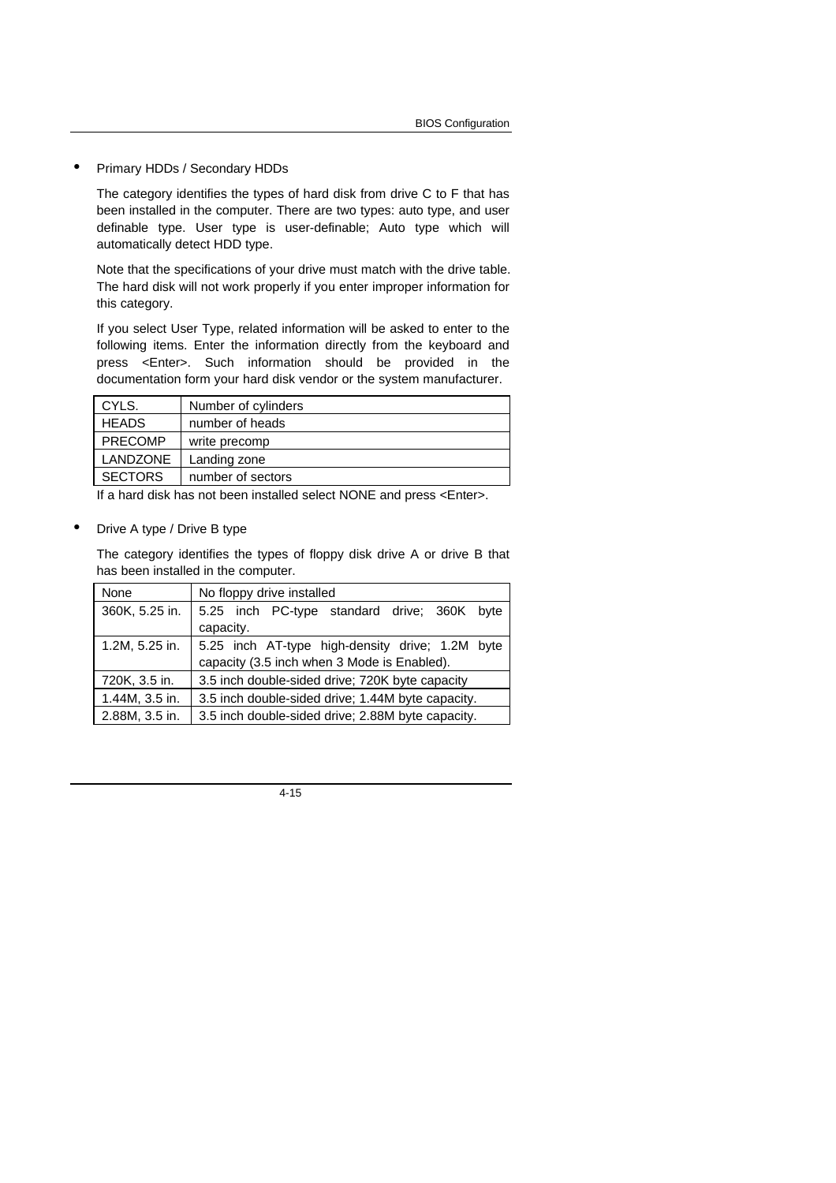- Primary HDDs / Secondary HDDs

  The category identifies the types of hard disk from drive C to F that has been installed in the computer. There are two types: auto type, and user definable type. User type is user-definable; Auto type which will automatically detect HDD type.

  Note that the specifications of your drive must match with the drive table. The hard disk will not work properly if you enter improper information for this category.

  If you select User Type, related information will be asked to enter to the following items. Enter the information directly from the keyboard and press <Enter>. Such information should be provided in the documentation form your hard disk vendor or the system manufacturer.

| CYLS. | Number of cylinders |
|---|---|
| HEADS | number of heads |
| PRECOMP | write precomp |
| LANDZONE | Landing zone |
| SECTORS | number of sectors |

  If a hard disk has not been installed select NONE and press <Enter>.

- Drive A type / Drive B type

  The category identifies the types of floppy disk drive A or drive B that has been installed in the computer.

| None | No floppy drive installed |
|---|---|
| 360K, 5.25 in. | 5.25 inch PC-type standard drive; 360K byte capacity. |
| 1.2M, 5.25 in. | 5.25 inch AT-type high-density drive; 1.2M byte capacity (3.5 inch when 3 Mode is Enabled). |
| 720K, 3.5 in. | 3.5 inch double-sided drive; 720K byte capacity |
| 1.44M, 3.5 in. | 3.5 inch double-sided drive; 1.44M byte capacity. |
| 2.88M, 3.5 in. | 3.5 inch double-sided drive; 2.88M byte capacity. |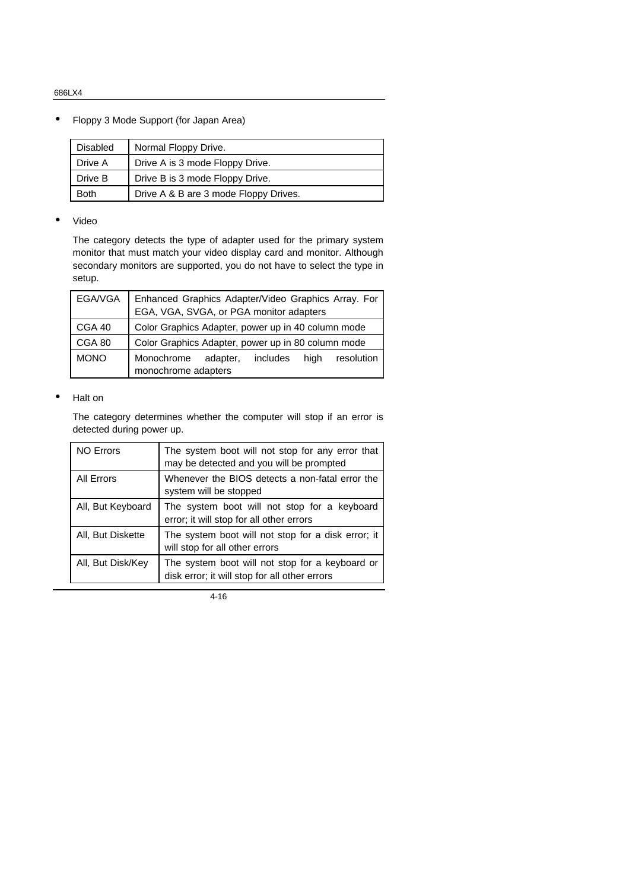- Floppy 3 Mode Support (for Japan Area)

| | |
|---|---|
| Disabled | Normal Floppy Drive. |
| Drive A | Drive A is 3 mode Floppy Drive. |
| Drive B | Drive B is 3 mode Floppy Drive. |
| Both | Drive A & B are 3 mode Floppy Drives. |

- Video

  The category detects the type of adapter used for the primary system monitor that must match your video display card and monitor. Although secondary monitors are supported, you do not have to select the type in setup.

| | |
|---|---|
| EGA/VGA | Enhanced Graphics Adapter/Video Graphics Array. For EGA, VGA, SVGA, or PGA monitor adapters |
| CGA 40 | Color Graphics Adapter, power up in 40 column mode |
| CGA 80 | Color Graphics Adapter, power up in 80 column mode |
| MONO | Monochrome adapter, includes high resolution monochrome adapters |

- Halt on

  The category determines whether the computer will stop if an error is detected during power up.

| | |
|---|---|
| NO Errors | The system boot will not stop for any error that may be detected and you will be prompted |
| All Errors | Whenever the BIOS detects a non-fatal error the system will be stopped |
| All, But Keyboard | The system boot will not stop for a keyboard error; it will stop for all other errors |
| All, But Diskette | The system boot will not stop for a disk error; it will stop for all other errors |
| All, But Disk/Key | The system boot will not stop for a keyboard or disk error; it will stop for all other errors |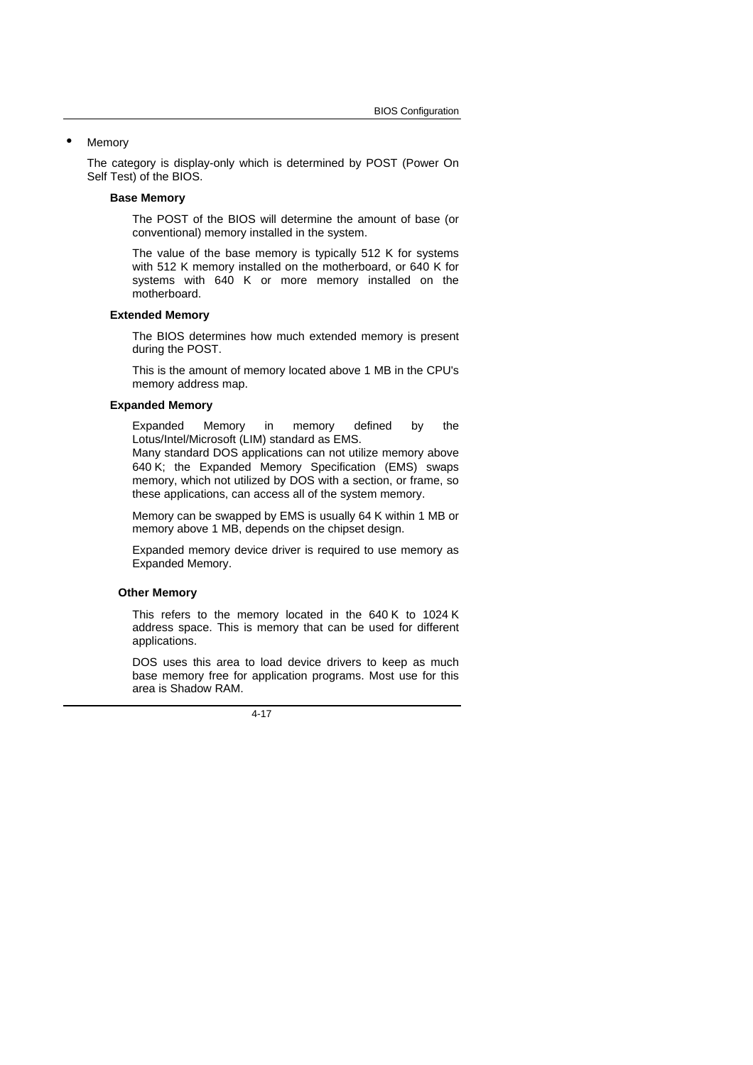- Memory

The category is display-only which is determined by POST (Power On Self Test) of the BIOS.

**Base Memory**

The POST of the BIOS will determine the amount of base (or conventional) memory installed in the system.

The value of the base memory is typically 512 K for systems with 512 K memory installed on the motherboard, or 640 K for systems with 640 K or more memory installed on the motherboard.

**Extended Memory**

The BIOS determines how much extended memory is present during the POST.

This is the amount of memory located above 1 MB in the CPU's memory address map.

**Expanded Memory**

Expanded Memory in memory defined by the Lotus/Intel/Microsoft (LIM) standard as EMS.
Many standard DOS applications can not utilize memory above 640 K; the Expanded Memory Specification (EMS) swaps memory, which not utilized by DOS with a section, or frame, so these applications, can access all of the system memory.

Memory can be swapped by EMS is usually 64 K within 1 MB or memory above 1 MB, depends on the chipset design.

Expanded memory device driver is required to use memory as Expanded Memory.

**Other Memory**

This refers to the memory located in the 640 K to 1024 K address space. This is memory that can be used for different applications.

DOS uses this area to load device drivers to keep as much base memory free for application programs. Most use for this area is Shadow RAM.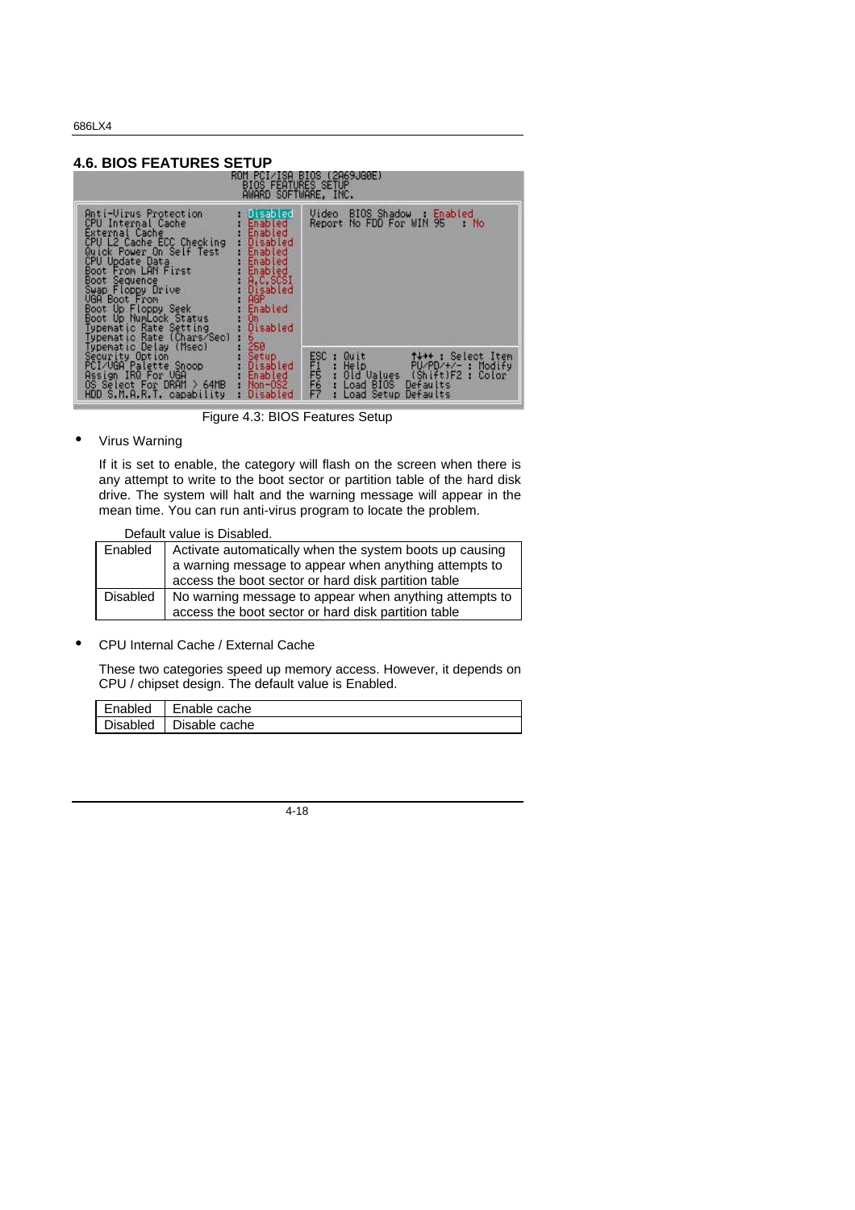## 4.6. BIOS FEATURES SETUP

```
ROM PCI/ISA BIOS (2A69JG0E)
BIOS FEATURES SETUP
AWARD SOFTWARE, INC.

Anti-Virus Protection        : Disabled     Video  BIOS Shadow  : Enabled
CPU Internal Cache           : Enabled      Report No FDD For WIN 95   : No
External Cache               : Enabled
CPU L2 Cache ECC Checking    : Disabled
Quick Power On Self Test     : Enabled
CPU Update Data              : Enabled
Boot From LAN First          : Enabled
Boot Sequence                : A,C,SCSI
Swap Floppy Drive            : Disabled
VGA Boot From                : AGP
Boot Up Floppy Seek          : Enabled
Boot Up NumLock Status       : On
Typematic Rate Setting       : Disabled
Typematic Rate (Chars/Sec)   : 6
Typematic Delay (Msec)       : 250
Security Option              : Setup        ESC : Quit        ↑↓→← : Select Item
PCI/VGA Palette Snoop        : Disabled     F1  : Help        PU/PD/+/- : Modify
Assign IRQ For VGA           : Enabled      F5  : Old Values  (Shift)F2 : Color
OS Select For DRAM > 64MB    : Non-OS2      F6  : Load BIOS  Defaults
HDD S.M.A.R.T. capability    : Disabled     F7  : Load Setup Defaults
```

Figure 4.3: BIOS Features Setup

- Virus Warning

  If it is set to enable, the category will flash on the screen when there is any attempt to write to the boot sector or partition table of the hard disk drive. The system will halt and the warning message will appear in the mean time. You can run anti-virus program to locate the problem.

  Default value is Disabled.

| | |
|---|---|
| Enabled | Activate automatically when the system boots up causing a warning message to appear when anything attempts to access the boot sector or hard disk partition table |
| Disabled | No warning message to appear when anything attempts to access the boot sector or hard disk partition table |

- CPU Internal Cache / External Cache

  These two categories speed up memory access. However, it depends on CPU / chipset design. The default value is Enabled.

| | |
|---|---|
| Enabled | Enable cache |
| Disabled | Disable cache |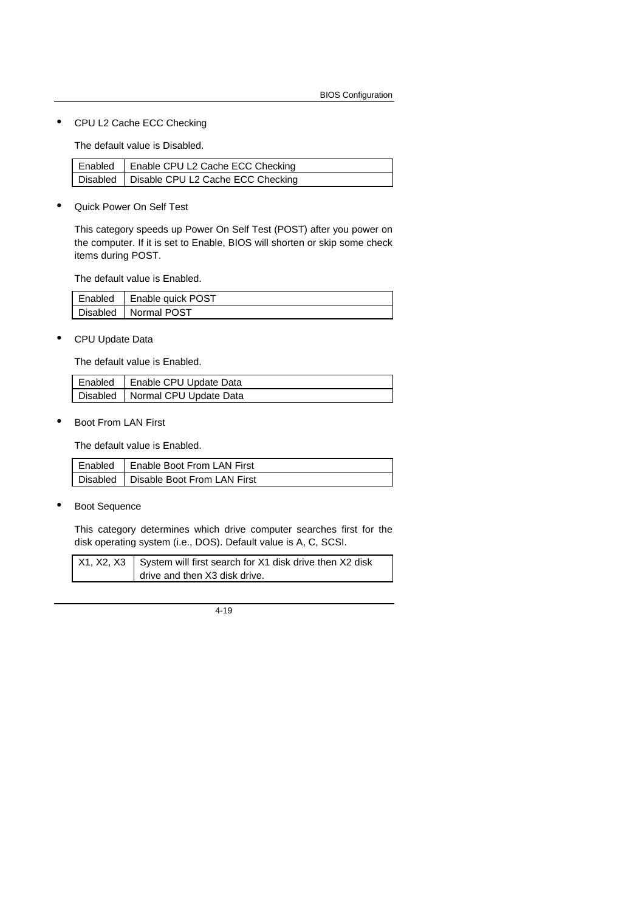- CPU L2 Cache ECC Checking

  The default value is Disabled.

| Enabled | Enable CPU L2 Cache ECC Checking |
|---|---|
| Disabled | Disable CPU L2 Cache ECC Checking |

- Quick Power On Self Test

  This category speeds up Power On Self Test (POST) after you power on the computer. If it is set to Enable, BIOS will shorten or skip some check items during POST.

  The default value is Enabled.

| Enabled | Enable quick POST |
|---|---|
| Disabled | Normal POST |

- CPU Update Data

  The default value is Enabled.

| Enabled | Enable CPU Update Data |
|---|---|
| Disabled | Normal CPU Update Data |

- Boot From LAN First

  The default value is Enabled.

| Enabled | Enable Boot From LAN First |
|---|---|
| Disabled | Disable Boot From LAN First |

- Boot Sequence

  This category determines which drive computer searches first for the disk operating system (i.e., DOS). Default value is A, C, SCSI.

| X1, X2, X3 | System will first search for X1 disk drive then X2 disk drive and then X3 disk drive. |
|---|---|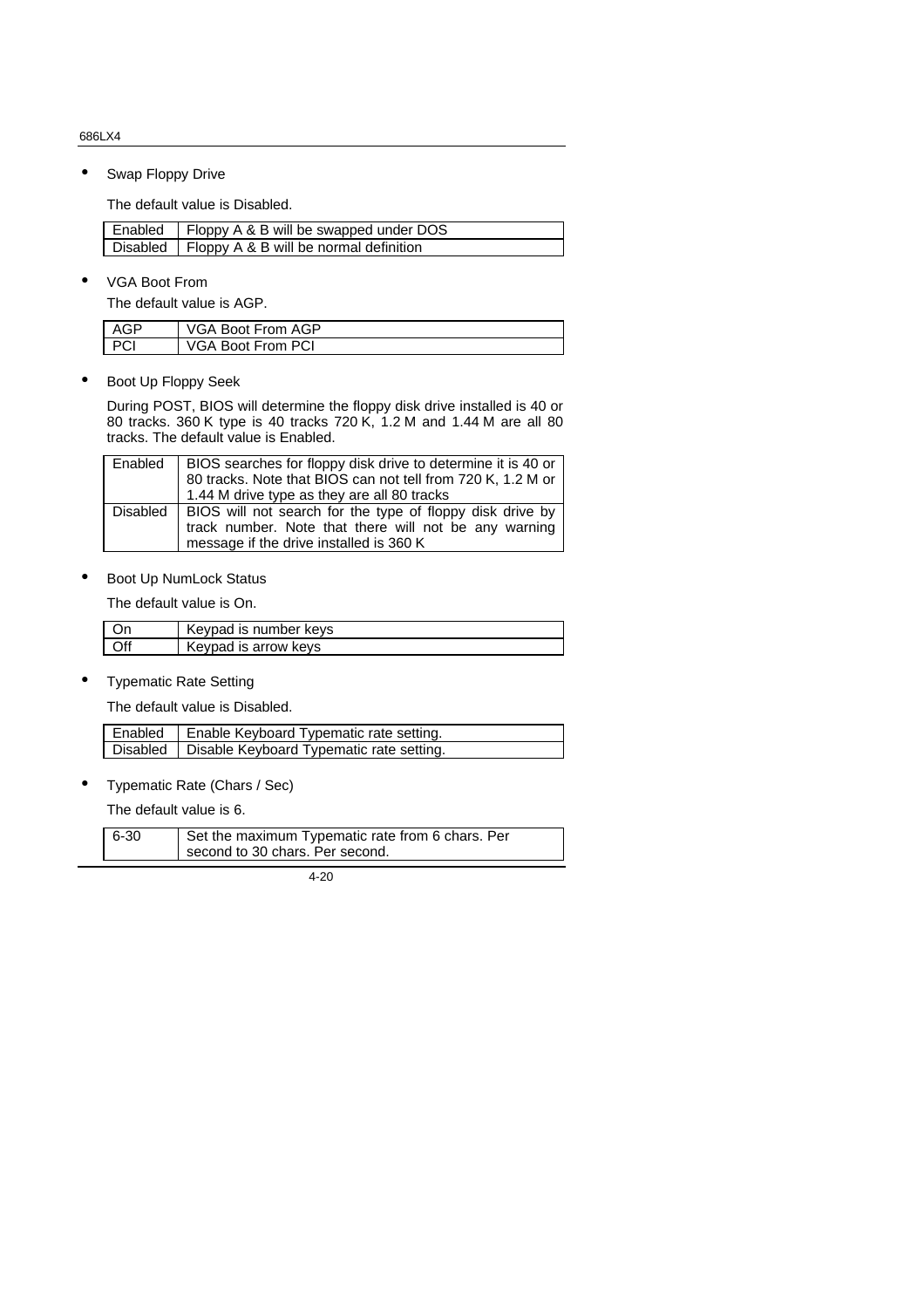- Swap Floppy Drive

  The default value is Disabled.

| Enabled | Floppy A & B will be swapped under DOS |
|---|---|
| Disabled | Floppy A & B will be normal definition |

- VGA Boot From

  The default value is AGP.

| AGP | VGA Boot From AGP |
|---|---|
| PCI | VGA Boot From PCI |

- Boot Up Floppy Seek

  During POST, BIOS will determine the floppy disk drive installed is 40 or 80 tracks. 360 K type is 40 tracks 720 K, 1.2 M and 1.44 M are all 80 tracks. The default value is Enabled.

| Enabled | BIOS searches for floppy disk drive to determine it is 40 or 80 tracks. Note that BIOS can not tell from 720 K, 1.2 M or 1.44 M drive type as they are all 80 tracks |
|---|---|
| Disabled | BIOS will not search for the type of floppy disk drive by track number. Note that there will not be any warning message if the drive installed is 360 K |

- Boot Up NumLock Status

  The default value is On.

| On | Keypad is number keys |
|---|---|
| Off | Keypad is arrow keys |

- Typematic Rate Setting

  The default value is Disabled.

| Enabled | Enable Keyboard Typematic rate setting. |
|---|---|
| Disabled | Disable Keyboard Typematic rate setting. |

- Typematic Rate (Chars / Sec)

  The default value is 6.

| 6-30 | Set the maximum Typematic rate from 6 chars. Per second to 30 chars. Per second. |
|---|---|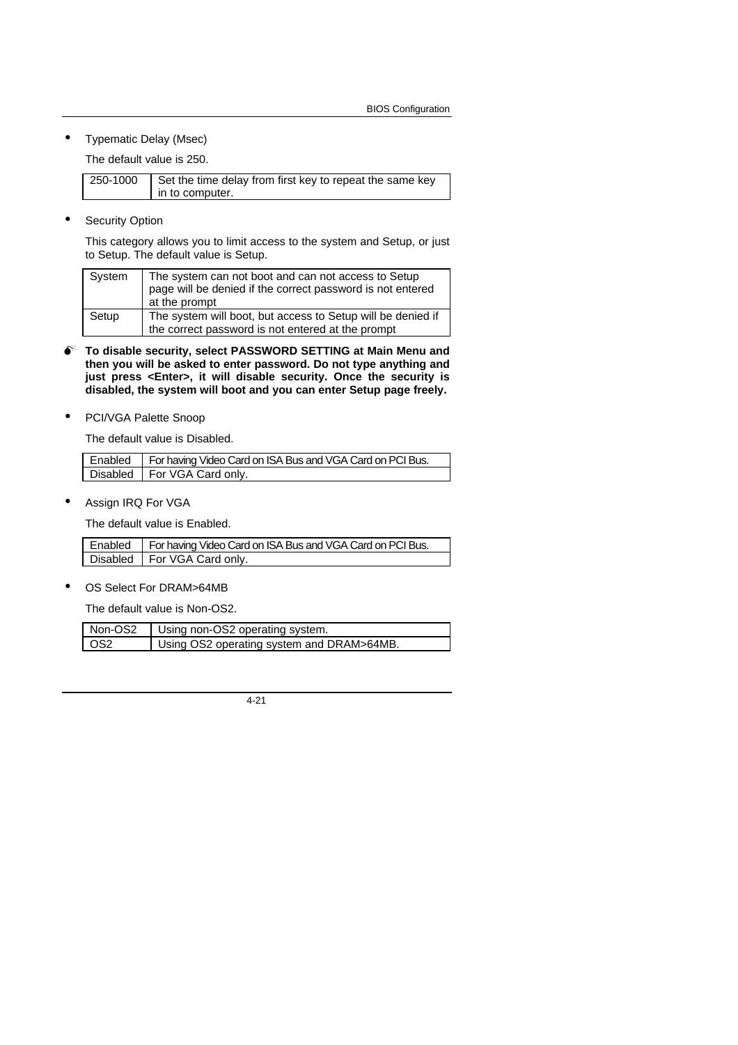- Typematic Delay (Msec)

  The default value is 250.

| 250-1000 | Set the time delay from first key to repeat the same key in to computer. |
|---|---|

- Security Option

  This category allows you to limit access to the system and Setup, or just to Setup. The default value is Setup.

| System | The system can not boot and can not access to Setup page will be denied if the correct password is not entered at the prompt |
|---|---|
| Setup | The system will boot, but access to Setup will be denied if the correct password is not entered at the prompt |

**To disable security, select PASSWORD SETTING at Main Menu and then you will be asked to enter password. Do not type anything and just press <Enter>, it will disable security. Once the security is disabled, the system will boot and you can enter Setup page freely.**

- PCI/VGA Palette Snoop

  The default value is Disabled.

| Enabled | For having Video Card on ISA Bus and VGA Card on PCI Bus. |
|---|---|
| Disabled | For VGA Card only. |

- Assign IRQ For VGA

  The default value is Enabled.

| Enabled | For having Video Card on ISA Bus and VGA Card on PCI Bus. |
|---|---|
| Disabled | For VGA Card only. |

- OS Select For DRAM>64MB

  The default value is Non-OS2.

| Non-OS2 | Using non-OS2 operating system. |
|---|---|
| OS2 | Using OS2 operating system and DRAM>64MB. |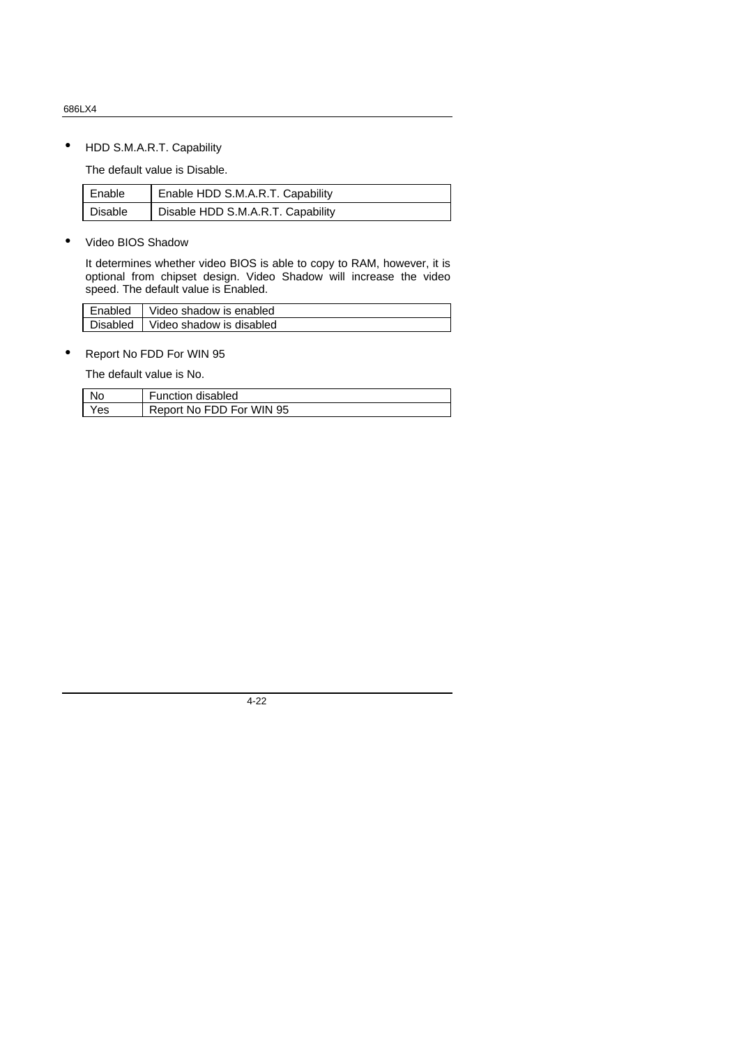- HDD S.M.A.R.T. Capability

  The default value is Disable.

| Enable | Enable HDD S.M.A.R.T. Capability |
|---|---|
| Disable | Disable HDD S.M.A.R.T. Capability |

- Video BIOS Shadow

  It determines whether video BIOS is able to copy to RAM, however, it is optional from chipset design. Video Shadow will increase the video speed. The default value is Enabled.

| Enabled | Video shadow is enabled |
|---|---|
| Disabled | Video shadow is disabled |

- Report No FDD For WIN 95

  The default value is No.

| No | Function disabled |
|---|---|
| Yes | Report No FDD For WIN 95 |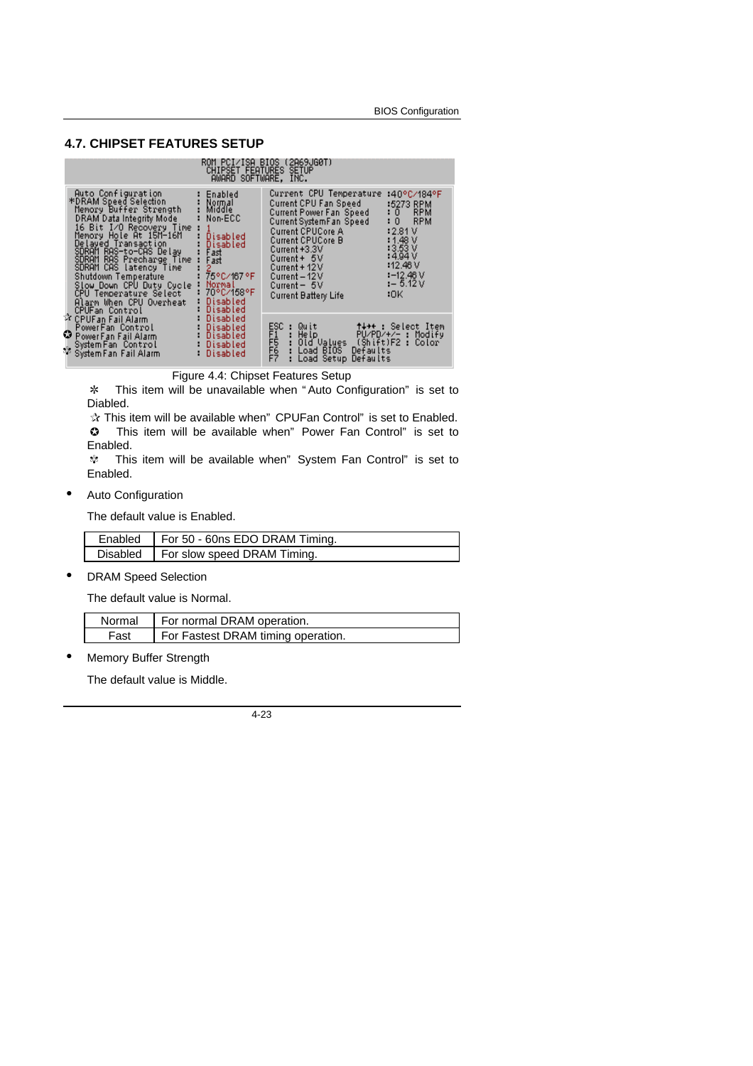## 4.7. CHIPSET FEATURES SETUP

```
ROM PCI/ISA BIOS (2A69JG0T)
CHIPSET FEATURES SETUP
AWARD SOFTWARE, INC.

Auto Configuration           : Enabled       Current CPU Temperature  :40°C/184°F
*DRAM Speed Selection        : Normal        Current CPU Fan Speed    :5273 RPM
Memory Buffer Strength       : Middle        Current Power Fan Speed  : 0   RPM
DRAM Data Integrity Mode     : Non-ECC       Current SystemFan Speed  : 0   RPM
16 Bit I/O Recovery Time     : 1             Current CPUCore A        :2.81 V
Memory Hole At 15M-16M       : Disabled      Current CPUCore B        :1.48 V
Delayed Transaction          : Disabled      Current +3.3V            :3.53 V
SDRAM RAS-to-CAS Delay       : Fast          Current + 5V             :4.94 V
SDRAM RAS Precharge Time     : Fast          Current + 12V            :12.46 V
SDRAM CAS latency Time       : 2             Current - 12V            :-12.46 V
Shutdown Temperature         : 75°C/167°F    Current - 5V             :- 5.12 V
Slow Down CPU Duty Cycle     : Normal        Current Battery Life     :OK
CPU Temperature Select       : 70°C/158°F
Alarm When CPU Overheat      : Disabled
CPUFan Control               : Disabled      ESC : Quit        ↑↓→← : Select Item
☆ CPUFan Fail Alarm          : Disabled      F1  : Help        PU/PD/+/- : Modify
PowerFan Control             : Disabled      F5  : Old Values  (Shift)F2 : Color
✪ PowerFan Fail Alarm        : Disabled      F6  : Load BIOS Defaults
SystemFan Control            : Disabled      F7  : Load Setup Defaults
✲ SystemFan Fail Alarm       : Disabled
```

Figure 4.4: Chipset Features Setup

* This item will be unavailable when "Auto Configuration" is set to Diabled.

☆ This item will be available when" CPUFan Control" is set to Enabled.

✪ This item will be available when" Power Fan Control" is set to Enabled.

✲ This item will be available when" System Fan Control" is set to Enabled.

- Auto Configuration

The default value is Enabled.

| Enabled | For 50 - 60ns EDO DRAM Timing. |
|---|---|
| Disabled | For slow speed DRAM Timing. |

- DRAM Speed Selection

The default value is Normal.

| Normal | For normal DRAM operation. |
|---|---|
| Fast | For Fastest DRAM timing operation. |

- Memory Buffer Strength

The default value is Middle.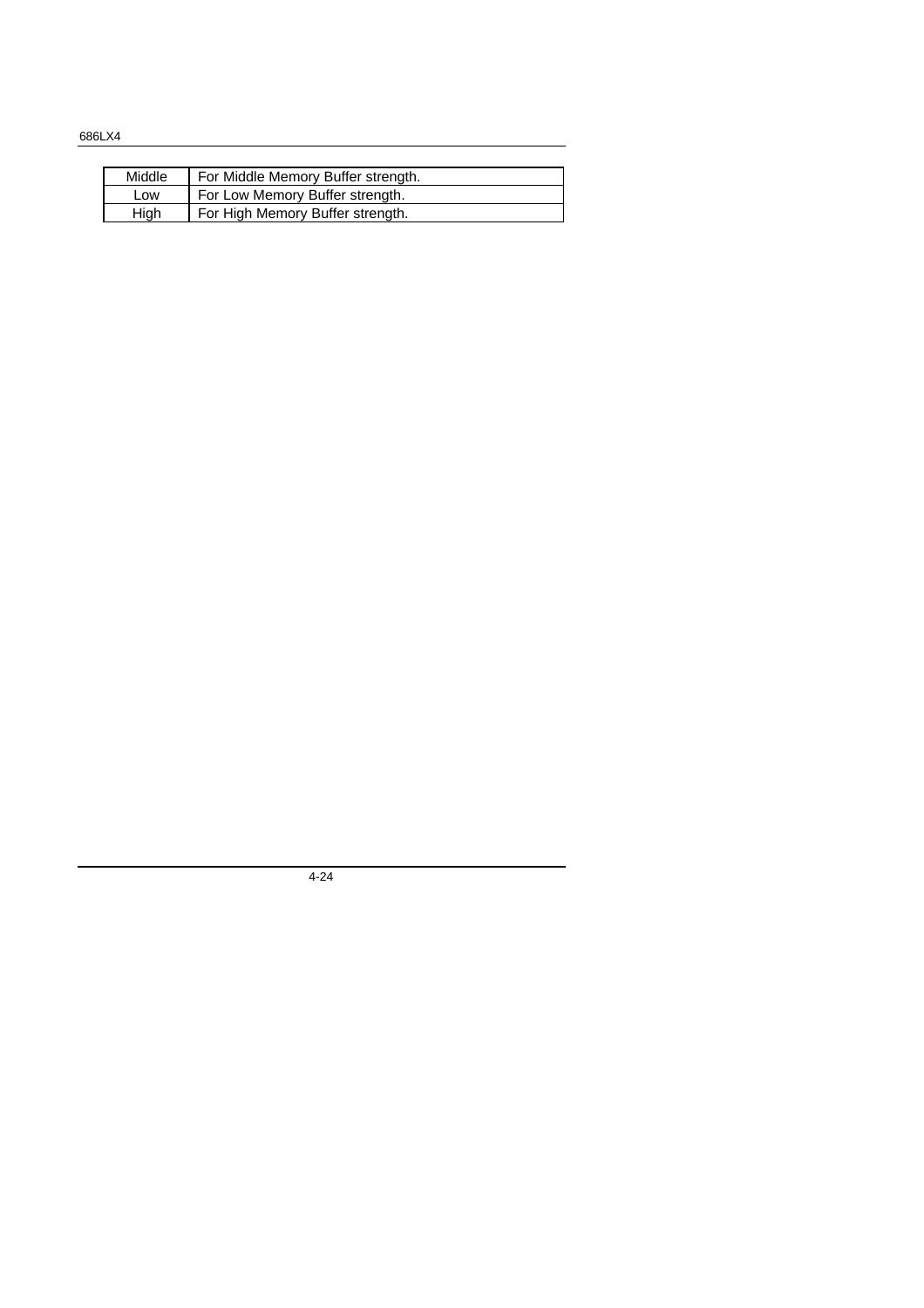| | |
|---|---|
| Middle | For Middle Memory Buffer strength. |
| Low | For Low Memory Buffer strength. |
| High | For High Memory Buffer strength. |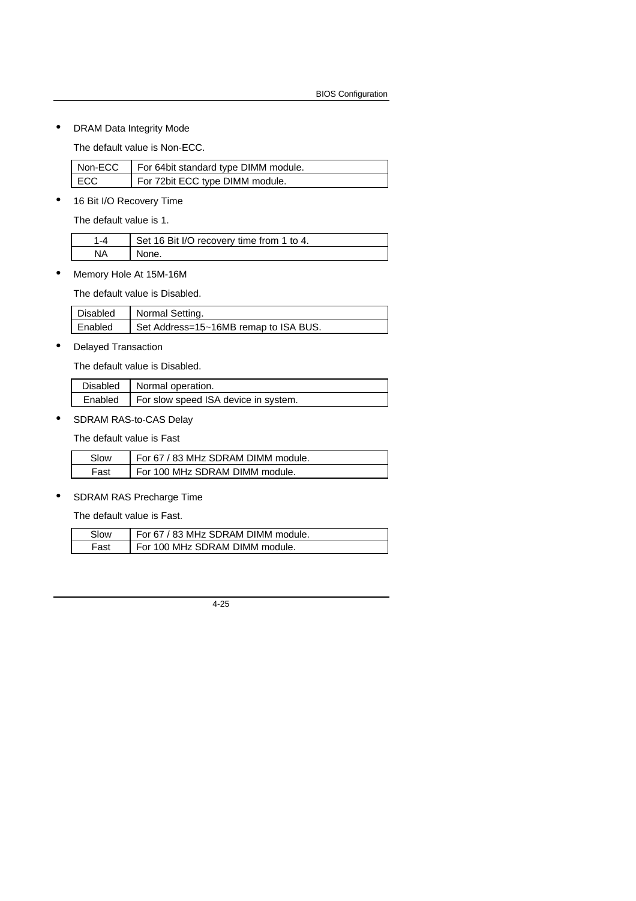- DRAM Data Integrity Mode

  The default value is Non-ECC.

| Non-ECC | For 64bit standard type DIMM module. |
|---|---|
| ECC | For 72bit ECC type DIMM module. |

- 16 Bit I/O Recovery Time

  The default value is 1.

| 1-4 | Set 16 Bit I/O recovery time from 1 to 4. |
|---|---|
| NA | None. |

- Memory Hole At 15M-16M

  The default value is Disabled.

| Disabled | Normal Setting. |
|---|---|
| Enabled | Set Address=15~16MB remap to ISA BUS. |

- Delayed Transaction

  The default value is Disabled.

| Disabled | Normal operation. |
|---|---|
| Enabled | For slow speed ISA device in system. |

- SDRAM RAS-to-CAS Delay

  The default value is Fast

| Slow | For 67 / 83 MHz SDRAM DIMM module. |
|---|---|
| Fast | For 100 MHz SDRAM DIMM module. |

- SDRAM RAS Precharge Time

  The default value is Fast.

| Slow | For 67 / 83 MHz SDRAM DIMM module. |
|---|---|
| Fast | For 100 MHz SDRAM DIMM module. |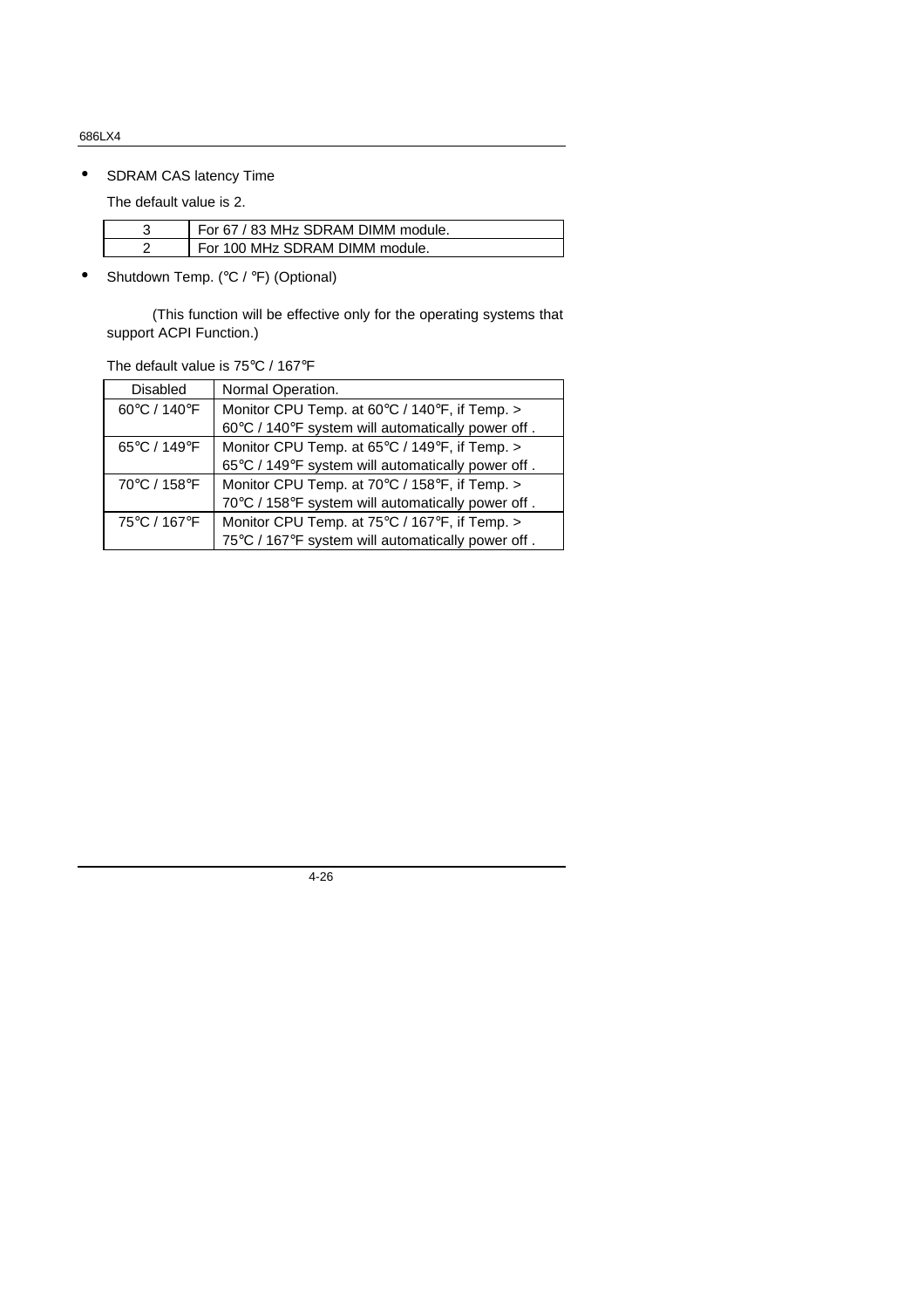- SDRAM CAS latency Time

  The default value is 2.

| | |
|---|---|
| 3 | For 67 / 83 MHz SDRAM DIMM module. |
| 2 | For 100 MHz SDRAM DIMM module. |

- Shutdown Temp. (°C / °F) (Optional)

  (This function will be effective only for the operating systems that support ACPI Function.)

  The default value is 75°C / 167°F

| | |
|---|---|
| Disabled | Normal Operation. |
| 60°C / 140°F | Monitor CPU Temp. at 60°C / 140°F, if Temp. > 60°C / 140°F system will automatically power off . |
| 65°C / 149°F | Monitor CPU Temp. at 65°C / 149°F, if Temp. > 65°C / 149°F system will automatically power off . |
| 70°C / 158°F | Monitor CPU Temp. at 70°C / 158°F, if Temp. > 70°C / 158°F system will automatically power off . |
| 75°C / 167°F | Monitor CPU Temp. at 75°C / 167°F, if Temp. > 75°C / 167°F system will automatically power off . |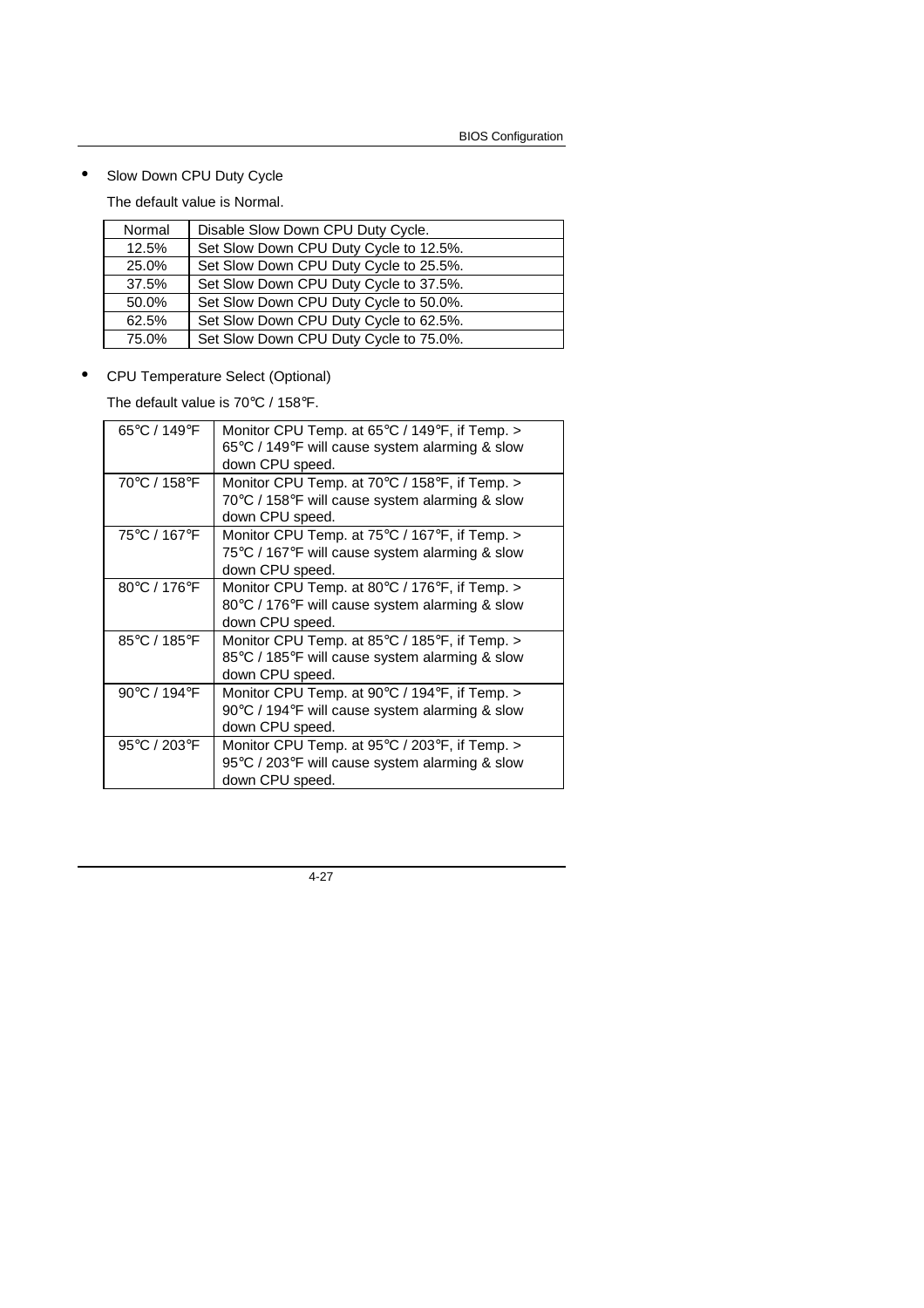- Slow Down CPU Duty Cycle

  The default value is Normal.

| Normal | Disable Slow Down CPU Duty Cycle. |
|---|---|
| 12.5% | Set Slow Down CPU Duty Cycle to 12.5%. |
| 25.0% | Set Slow Down CPU Duty Cycle to 25.5%. |
| 37.5% | Set Slow Down CPU Duty Cycle to 37.5%. |
| 50.0% | Set Slow Down CPU Duty Cycle to 50.0%. |
| 62.5% | Set Slow Down CPU Duty Cycle to 62.5%. |
| 75.0% | Set Slow Down CPU Duty Cycle to 75.0%. |

- CPU Temperature Select (Optional)

  The default value is 70℃ / 158℉.

| 65℃ / 149℉ | Monitor CPU Temp. at 65℃ / 149℉, if Temp. > 65℃ / 149℉ will cause system alarming & slow down CPU speed. |
|---|---|
| 70℃ / 158℉ | Monitor CPU Temp. at 70℃ / 158℉, if Temp. > 70℃ / 158℉ will cause system alarming & slow down CPU speed. |
| 75℃ / 167℉ | Monitor CPU Temp. at 75℃ / 167℉, if Temp. > 75℃ / 167℉ will cause system alarming & slow down CPU speed. |
| 80℃ / 176℉ | Monitor CPU Temp. at 80℃ / 176℉, if Temp. > 80℃ / 176℉ will cause system alarming & slow down CPU speed. |
| 85℃ / 185℉ | Monitor CPU Temp. at 85℃ / 185℉, if Temp. > 85℃ / 185℉ will cause system alarming & slow down CPU speed. |
| 90℃ / 194℉ | Monitor CPU Temp. at 90℃ / 194℉, if Temp. > 90℃ / 194℉ will cause system alarming & slow down CPU speed. |
| 95℃ / 203℉ | Monitor CPU Temp. at 95℃ / 203℉, if Temp. > 95℃ / 203℉ will cause system alarming & slow down CPU speed. |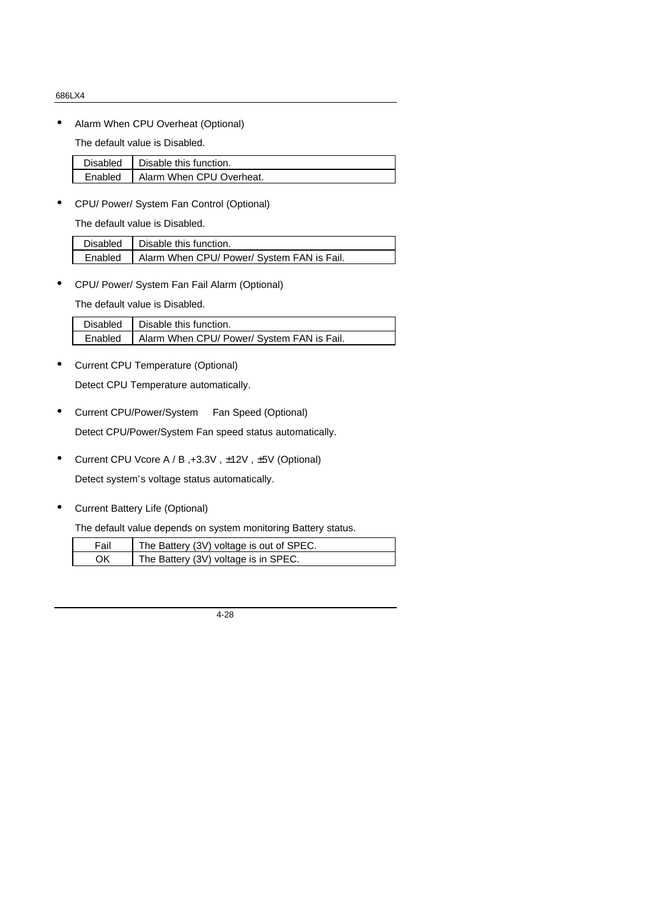- Alarm When CPU Overheat (Optional)

  The default value is Disabled.

| Disabled | Disable this function. |
|---|---|
| Enabled | Alarm When CPU Overheat. |

- CPU/ Power/ System Fan Control (Optional)

  The default value is Disabled.

| Disabled | Disable this function. |
|---|---|
| Enabled | Alarm When CPU/ Power/ System FAN is Fail. |

- CPU/ Power/ System Fan Fail Alarm (Optional)

  The default value is Disabled.

| Disabled | Disable this function. |
|---|---|
| Enabled | Alarm When CPU/ Power/ System FAN is Fail. |

- Current CPU Temperature (Optional)

  Detect CPU Temperature automatically.

- Current CPU/Power/System Fan Speed (Optional)

  Detect CPU/Power/System Fan speed status automatically.

- Current CPU Vcore A / B ,+3.3V , ±12V , ±5V (Optional)

  Detect system's voltage status automatically.

- Current Battery Life (Optional)

  The default value depends on system monitoring Battery status.

| Fail | The Battery (3V) voltage is out of SPEC. |
|---|---|
| OK | The Battery (3V) voltage is in SPEC. |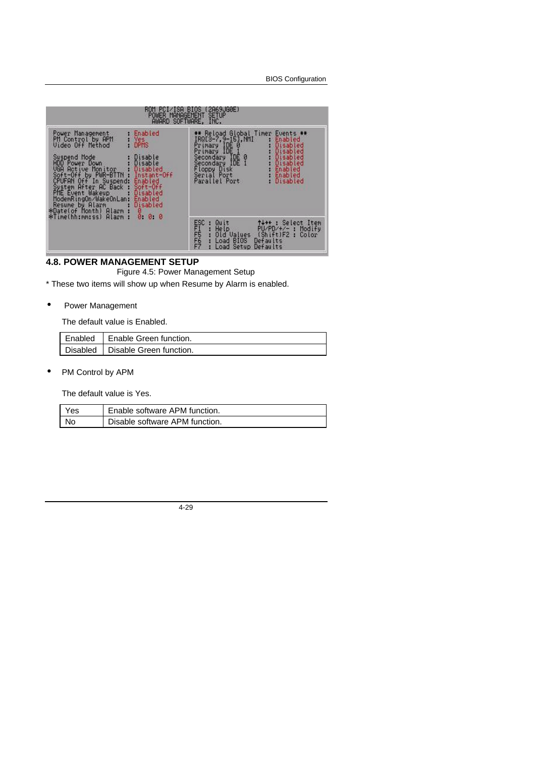```
ROM PCI/ISA BIOS (2A69JG0E)
POWER MANAGEMENT SETUP
AWARD SOFTWARE, INC.

Power Management         : Enabled        ** Reload Global Timer Events **
PM Control by APM        : Yes            IRQ[3-7,9-15],NMI       : Enabled
Video Off Method         : DPMS           Primary IDE 0           : Disabled
                                          Primary IDE 1           : Disabled
Suspend Mode             : Disable        Secondary IDE 0         : Disabled
HDD Power Down           : Disable        Secondary IDE 1         : Disabled
VGA Active Monitor       : Disabled       Floppy Disk             : Enabled
Soft-Off by PWR-BTTN     : Instant-Off    Serial Port             : Enabled
CPUFAN Off In Suspend:     Enabled        Parallel Port           : Disabled
System After AC Back     : Soft-Off
PME Event Wakeup         : Disabled
ModemRingOn/WakeOnLan:     Enabled
Resume by Alarm          : Disabled
*Date(of Month) Alarm    : 0
*Time(hh:mm:ss) Alarm    : 0: 0: 0        ESC : Quit        ↑↓→← : Select Item
                                          F1  : Help        PU/PD/+/- : Modify
                                          F5  : Old Values  (Shift)F2 : Color
                                          F6  : Load BIOS  Defaults
                                          F7  : Load Setup Defaults
```

## 4.8. POWER MANAGEMENT SETUP

Figure 4.5: Power Management Setup

* These two items will show up when Resume by Alarm is enabled.

- Power Management

The default value is Enabled.

| Enabled | Enable Green function. |
|---|---|
| Disabled | Disable Green function. |

- PM Control by APM

The default value is Yes.

| Yes | Enable software APM function. |
|---|---|
| No | Disable software APM function. |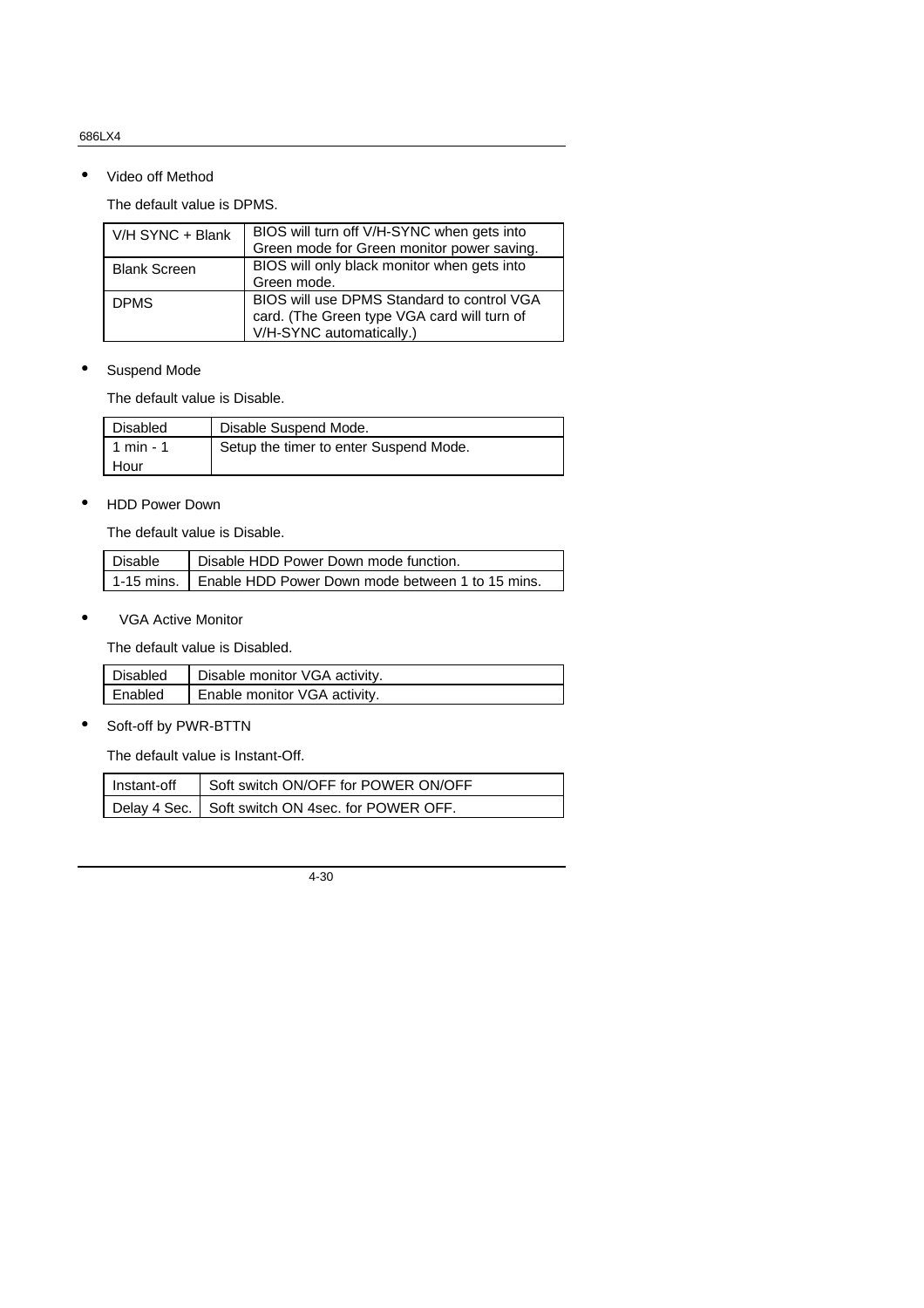- Video off Method

  The default value is DPMS.

| V/H SYNC + Blank | BIOS will turn off V/H-SYNC when gets into Green mode for Green monitor power saving. |
|---|---|
| Blank Screen | BIOS will only black monitor when gets into Green mode. |
| DPMS | BIOS will use DPMS Standard to control VGA card. (The Green type VGA card will turn of V/H-SYNC automatically.) |

- Suspend Mode

  The default value is Disable.

| Disabled | Disable Suspend Mode. |
|---|---|
| 1 min - 1 Hour | Setup the timer to enter Suspend Mode. |

- HDD Power Down

  The default value is Disable.

| Disable | Disable HDD Power Down mode function. |
|---|---|
| 1-15 mins. | Enable HDD Power Down mode between 1 to 15 mins. |

- VGA Active Monitor

  The default value is Disabled.

| Disabled | Disable monitor VGA activity. |
|---|---|
| Enabled | Enable monitor VGA activity. |

- Soft-off by PWR-BTTN

  The default value is Instant-Off.

| Instant-off | Soft switch ON/OFF for POWER ON/OFF |
|---|---|
| Delay 4 Sec. | Soft switch ON 4sec. for POWER OFF. |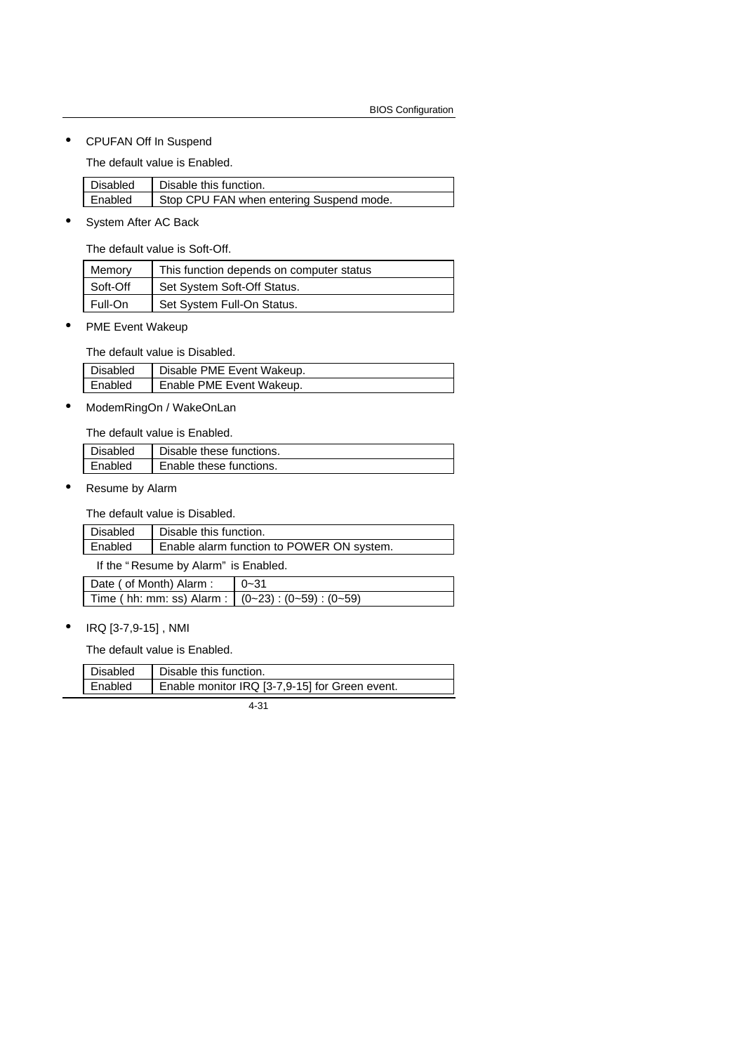- CPUFAN Off In Suspend

  The default value is Enabled.

| Disabled | Disable this function. |
|---|---|
| Enabled | Stop CPU FAN when entering Suspend mode. |

- System After AC Back

  The default value is Soft-Off.

| Memory | This function depends on computer status |
|---|---|
| Soft-Off | Set System Soft-Off Status. |
| Full-On | Set System Full-On Status. |

- PME Event Wakeup

  The default value is Disabled.

| Disabled | Disable PME Event Wakeup. |
|---|---|
| Enabled | Enable PME Event Wakeup. |

- ModemRingOn / WakeOnLan

  The default value is Enabled.

| Disabled | Disable these functions. |
|---|---|
| Enabled | Enable these functions. |

- Resume by Alarm

  The default value is Disabled.

| Disabled | Disable this function. |
|---|---|
| Enabled | Enable alarm function to POWER ON system. |

  If the "Resume by Alarm" is Enabled.

| Date ( of Month) Alarm : | 0~31 |
|---|---|
| Time ( hh: mm: ss) Alarm : | (0~23) : (0~59) : (0~59) |

- IRQ [3-7,9-15] , NMI

  The default value is Enabled.

| Disabled | Disable this function. |
|---|---|
| Enabled | Enable monitor IRQ [3-7,9-15] for Green event. |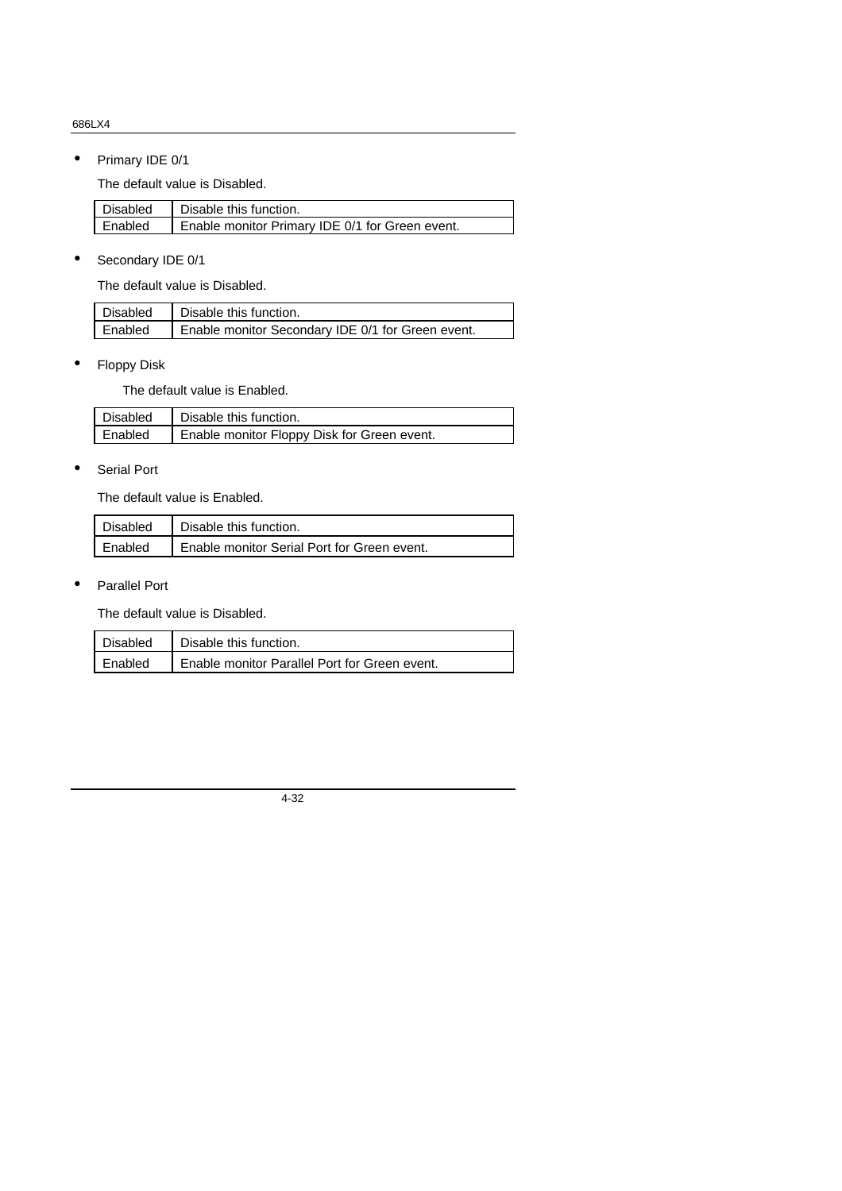- Primary IDE 0/1

  The default value is Disabled.

| Disabled | Disable this function. |
|---|---|
| Enabled | Enable monitor Primary IDE 0/1 for Green event. |

- Secondary IDE 0/1

  The default value is Disabled.

| Disabled | Disable this function. |
|---|---|
| Enabled | Enable monitor Secondary IDE 0/1 for Green event. |

- Floppy Disk

  The default value is Enabled.

| Disabled | Disable this function. |
|---|---|
| Enabled | Enable monitor Floppy Disk for Green event. |

- Serial Port

  The default value is Enabled.

| Disabled | Disable this function. |
|---|---|
| Enabled | Enable monitor Serial Port for Green event. |

- Parallel Port

  The default value is Disabled.

| Disabled | Disable this function. |
|---|---|
| Enabled | Enable monitor Parallel Port for Green event. |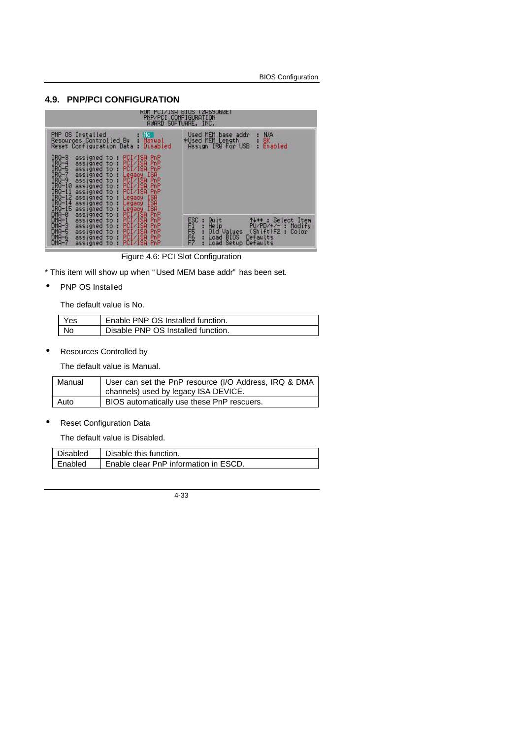## 4.9. PNP/PCI CONFIGURATION

```
                    ROM PCI/ISA BIOS (2A69JG0E)
                      PNP/PCI CONFIGURATION
                       AWARD SOFTWARE, INC.

PNP OS Installed           : No         Used MEM base addr  : N/A
Resources Controlled By    : Manual    *Used MEM Length     : 8K
Reset Configuration Data   : Disabled   Assign IRQ For USB  : Enabled

IRQ-3  assigned to : PCI/ISA PnP
IRQ-4  assigned to : PCI/ISA PnP
IRQ-5  assigned to : PCI/ISA PnP
IRQ-7  assigned to : Legacy ISA
IRQ-9  assigned to : PCI/ISA PnP
IRQ-10 assigned to : PCI/ISA PnP
IRQ-11 assigned to : PCI/ISA PnP
IRQ-12 assigned to : Legacy ISA
IRQ-14 assigned to : Legacy ISA
IRQ-15 assigned to : Legacy ISA
DMA-0  assigned to : PCI/ISA PnP        ESC : Quit        ↑↓→← : Select Item
DMA-1  assigned to : PCI/ISA PnP        F1  : Help        PU/PD/+/- : Modify
DMA-3  assigned to : PCI/ISA PnP        F5  : Old Values  (Shift)F2 : Color
DMA-5  assigned to : PCI/ISA PnP        F6  : Load BIOS  Defaults
DMA-6  assigned to : PCI/ISA PnP        F7  : Load Setup Defaults
DMA-7  assigned to : PCI/ISA PnP
```

Figure 4.6: PCI Slot Configuration

* This item will show up when "Used MEM base addr" has been set.

- PNP OS Installed

  The default value is No.

| Yes | Enable PNP OS Installed function. |
|---|---|
| No | Disable PNP OS Installed function. |

- Resources Controlled by

  The default value is Manual.

| Manual | User can set the PnP resource (I/O Address, IRQ & DMA channels) used by legacy ISA DEVICE. |
|---|---|
| Auto | BIOS automatically use these PnP rescuers. |

- Reset Configuration Data

  The default value is Disabled.

| Disabled | Disable this function. |
|---|---|
| Enabled | Enable clear PnP information in ESCD. |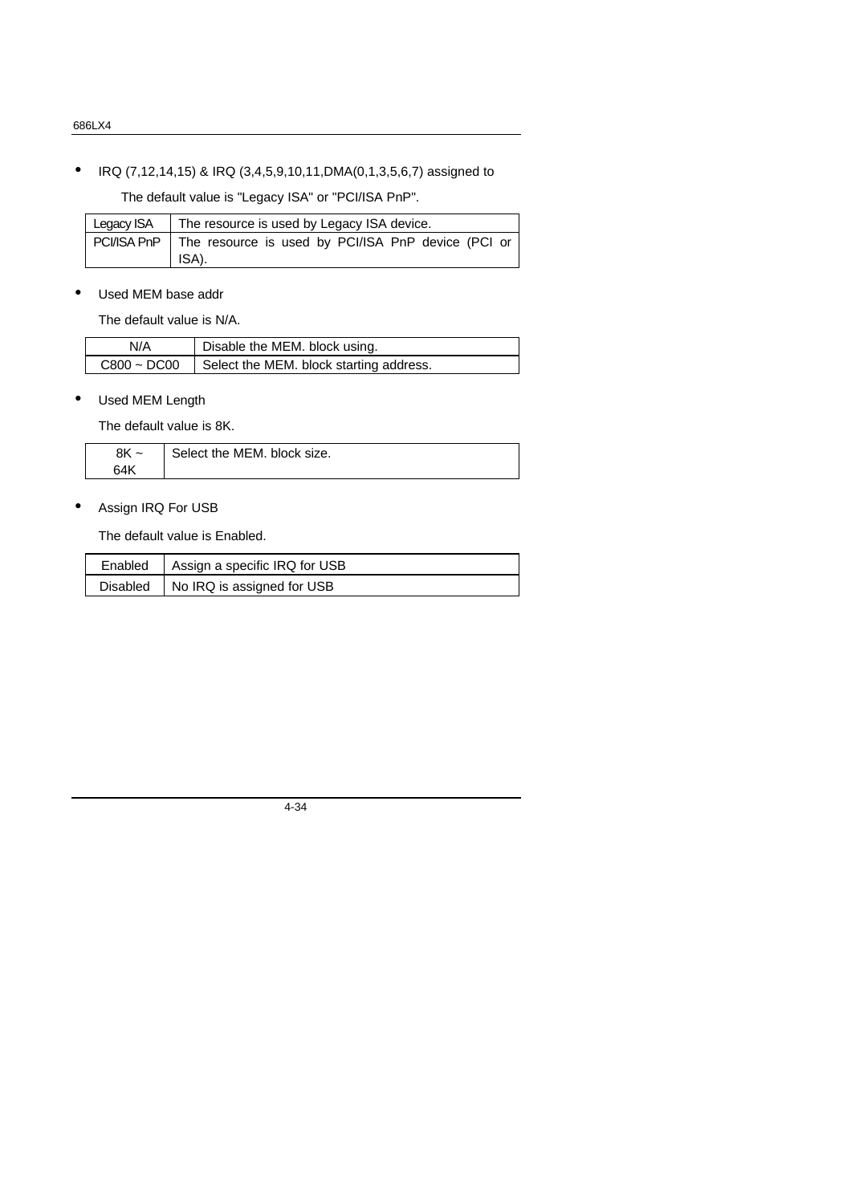- IRQ (7,12,14,15) & IRQ (3,4,5,9,10,11,DMA(0,1,3,5,6,7) assigned to

  The default value is "Legacy ISA" or "PCI/ISA PnP".

| Legacy ISA | The resource is used by Legacy ISA device. |
|---|---|
| PCI/ISA PnP | The resource is used by PCI/ISA PnP device (PCI or ISA). |

- Used MEM base addr

  The default value is N/A.

| N/A | Disable the MEM. block using. |
|---|---|
| C800 ~ DC00 | Select the MEM. block starting address. |

- Used MEM Length

  The default value is 8K.

| 8K ~ 64K | Select the MEM. block size. |
|---|---|

- Assign IRQ For USB

  The default value is Enabled.

| Enabled | Assign a specific IRQ for USB |
|---|---|
| Disabled | No IRQ is assigned for USB |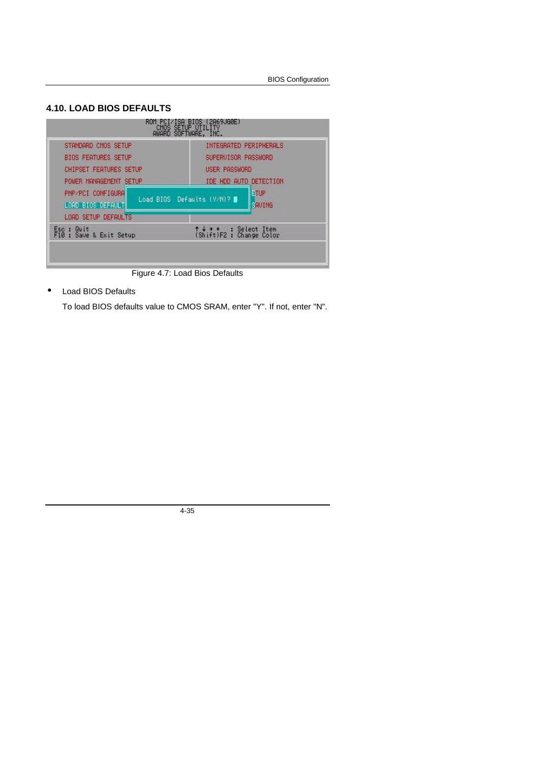## 4.10. LOAD BIOS DEFAULTS

```
ROM PCI/ISA BIOS (2A69JG0E)
CMOS SETUP UTILITY
AWARD SOFTWARE, INC.

STANDARD CMOS SETUP            INTEGRATED PERIPHERALS
BIOS FEATURES SETUP            SUPERVISOR PASSWORD
CHIPSET FEATURES SETUP         USER PASSWORD
POWER MANAGEMENT SETUP         IDE HDD AUTO DETECTION
PNP/PCI CONFIGURA  Load BIOS  Defaults (Y/N)?  ETUP
LOAD BIOS DEFAULT                              SAVING
LOAD SETUP DEFAULTS

Esc : Quit                     ↑ ↓ → ←   : Select Item
F10 : Save & Exit Setup        (Shift)F2 : Change Color
```

Figure 4.7: Load Bios Defaults

- Load BIOS Defaults

  To load BIOS defaults value to CMOS SRAM, enter "Y". If not, enter "N".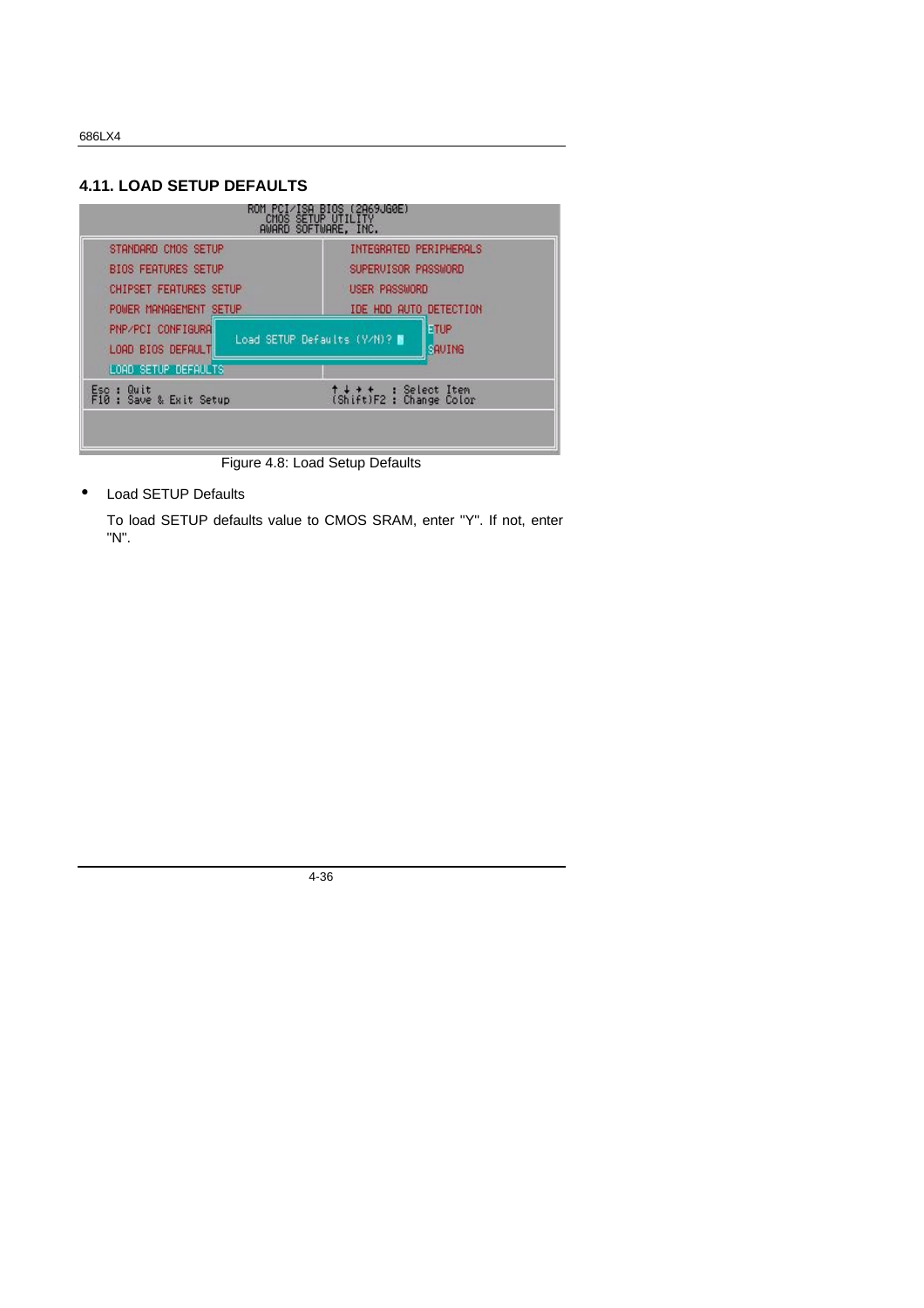## 4.11. LOAD SETUP DEFAULTS

```
ROM PCI/ISA BIOS (2A69JG0E)
CMOS SETUP UTILITY
AWARD SOFTWARE, INC.

STANDARD CMOS SETUP          INTEGRATED PERIPHERALS
BIOS FEATURES SETUP          SUPERVISOR PASSWORD
CHIPSET FEATURES SETUP       USER PASSWORD
POWER MANAGEMENT SETUP       IDE HDD AUTO DETECTION
PNP/PCI CONFIGURA            ETUP
LOAD BIOS DEFAULT  Load SETUP Defaults (Y/N)?  SAVING
LOAD SETUP DEFAULTS

Esc : Quit                   ↑ ↓ → ←   : Select Item
F10 : Save & Exit Setup      (Shift)F2 : Change Color
```

Figure 4.8: Load Setup Defaults

- Load SETUP Defaults

  To load SETUP defaults value to CMOS SRAM, enter "Y". If not, enter "N".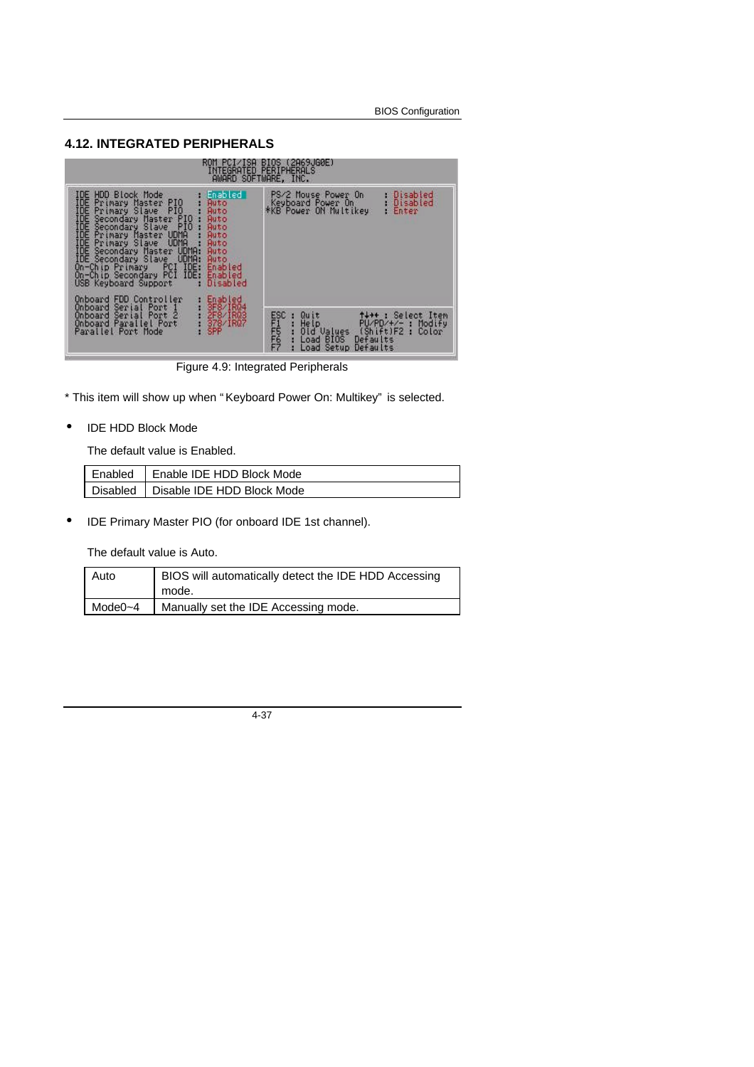## 4.12. INTEGRATED PERIPHERALS

```
                    ROM PCI/ISA BIOS (2A69JG0E)
                      INTEGRATED PERIPHERALS
                       AWARD SOFTWARE, INC.

IDE HDD Block Mode          : Enabled    PS/2 Mouse Power On    : Disabled
IDE Primary Master PIO      : Auto       Keyboard Power On      : Disabled
IDE Primary Slave  PIO      : Auto      *KB Power ON Multikey   : Enter
IDE Secondary Master PIO    : Auto
IDE Secondary Slave  PIO    : Auto
IDE Primary Master UDMA     : Auto
IDE Primary Slave  UDMA     : Auto
IDE Secondary Master UDMA:  : Auto
IDE Secondary Slave  UDMA:  : Auto
On-Chip Primary    PCI IDE: : Enabled
On-Chip Secondary PCI IDE:  : Enabled
USB Keyboard Support        : Disabled

Onboard FDD Controller      : Enabled    ESC : Quit          ↑↓→← : Select Item
Onboard Serial Port 1       : 3F8/IRQ4   F1  : Help          PU/PD/+/- : Modify
Onboard Serial Port 2       : 2F8/IRQ3   F5  : Old Values    (Shift)F2 : Color
Onboard Parallel Port       : 378/IRQ7   F6  : Load BIOS  Defaults
Parallel Port Mode          : SPP        F7  : Load Setup Defaults
```

Figure 4.9: Integrated Peripherals

* This item will show up when "Keyboard Power On: Multikey" is selected.

- IDE HDD Block Mode

  The default value is Enabled.

| | |
|---|---|
| Enabled | Enable IDE HDD Block Mode |
| Disabled | Disable IDE HDD Block Mode |

- IDE Primary Master PIO (for onboard IDE 1st channel).

  The default value is Auto.

| | |
|---|---|
| Auto | BIOS will automatically detect the IDE HDD Accessing mode. |
| Mode0~4 | Manually set the IDE Accessing mode. |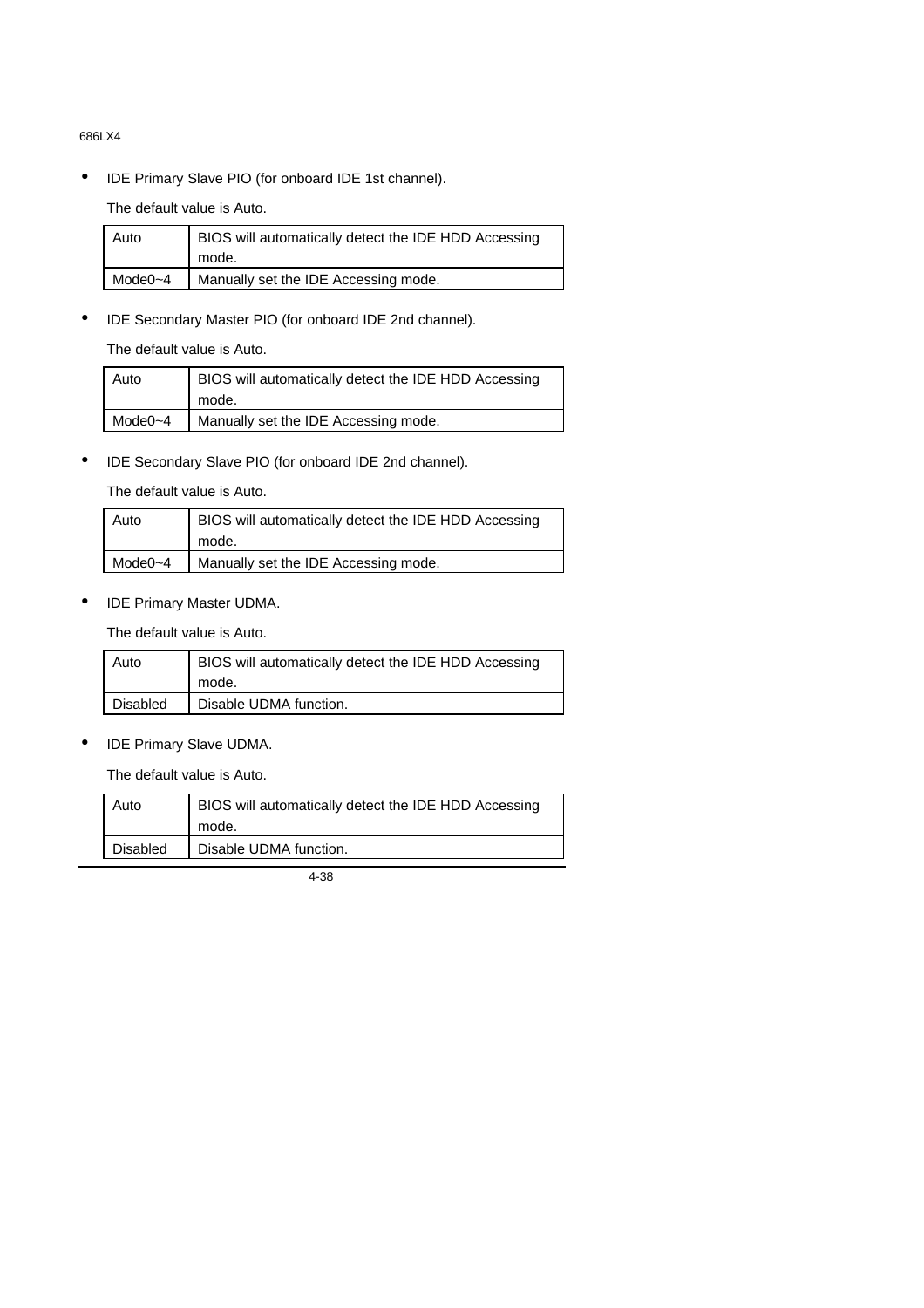- IDE Primary Slave PIO (for onboard IDE 1st channel).

  The default value is Auto.

| Auto | BIOS will automatically detect the IDE HDD Accessing mode. |
|---|---|
| Mode0~4 | Manually set the IDE Accessing mode. |

- IDE Secondary Master PIO (for onboard IDE 2nd channel).

  The default value is Auto.

| Auto | BIOS will automatically detect the IDE HDD Accessing mode. |
|---|---|
| Mode0~4 | Manually set the IDE Accessing mode. |

- IDE Secondary Slave PIO (for onboard IDE 2nd channel).

  The default value is Auto.

| Auto | BIOS will automatically detect the IDE HDD Accessing mode. |
|---|---|
| Mode0~4 | Manually set the IDE Accessing mode. |

- IDE Primary Master UDMA.

  The default value is Auto.

| Auto | BIOS will automatically detect the IDE HDD Accessing mode. |
|---|---|
| Disabled | Disable UDMA function. |

- IDE Primary Slave UDMA.

  The default value is Auto.

| Auto | BIOS will automatically detect the IDE HDD Accessing mode. |
|---|---|
| Disabled | Disable UDMA function. |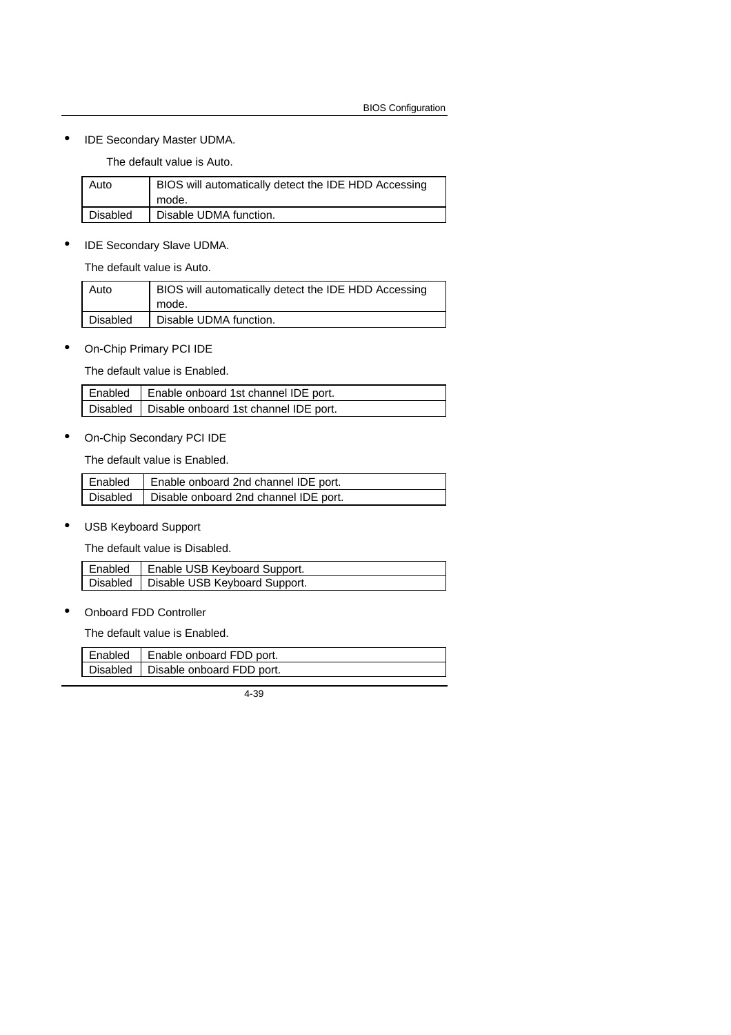- IDE Secondary Master UDMA.

  The default value is Auto.

| Auto | BIOS will automatically detect the IDE HDD Accessing mode. |
| --- | --- |
| Disabled | Disable UDMA function. |

- IDE Secondary Slave UDMA.

  The default value is Auto.

| Auto | BIOS will automatically detect the IDE HDD Accessing mode. |
| --- | --- |
| Disabled | Disable UDMA function. |

- On-Chip Primary PCI IDE

  The default value is Enabled.

| Enabled | Enable onboard 1st channel IDE port. |
| --- | --- |
| Disabled | Disable onboard 1st channel IDE port. |

- On-Chip Secondary PCI IDE

  The default value is Enabled.

| Enabled | Enable onboard 2nd channel IDE port. |
| --- | --- |
| Disabled | Disable onboard 2nd channel IDE port. |

- USB Keyboard Support

  The default value is Disabled.

| Enabled | Enable USB Keyboard Support. |
| --- | --- |
| Disabled | Disable USB Keyboard Support. |

- Onboard FDD Controller

  The default value is Enabled.

| Enabled | Enable onboard FDD port. |
| --- | --- |
| Disabled | Disable onboard FDD port. |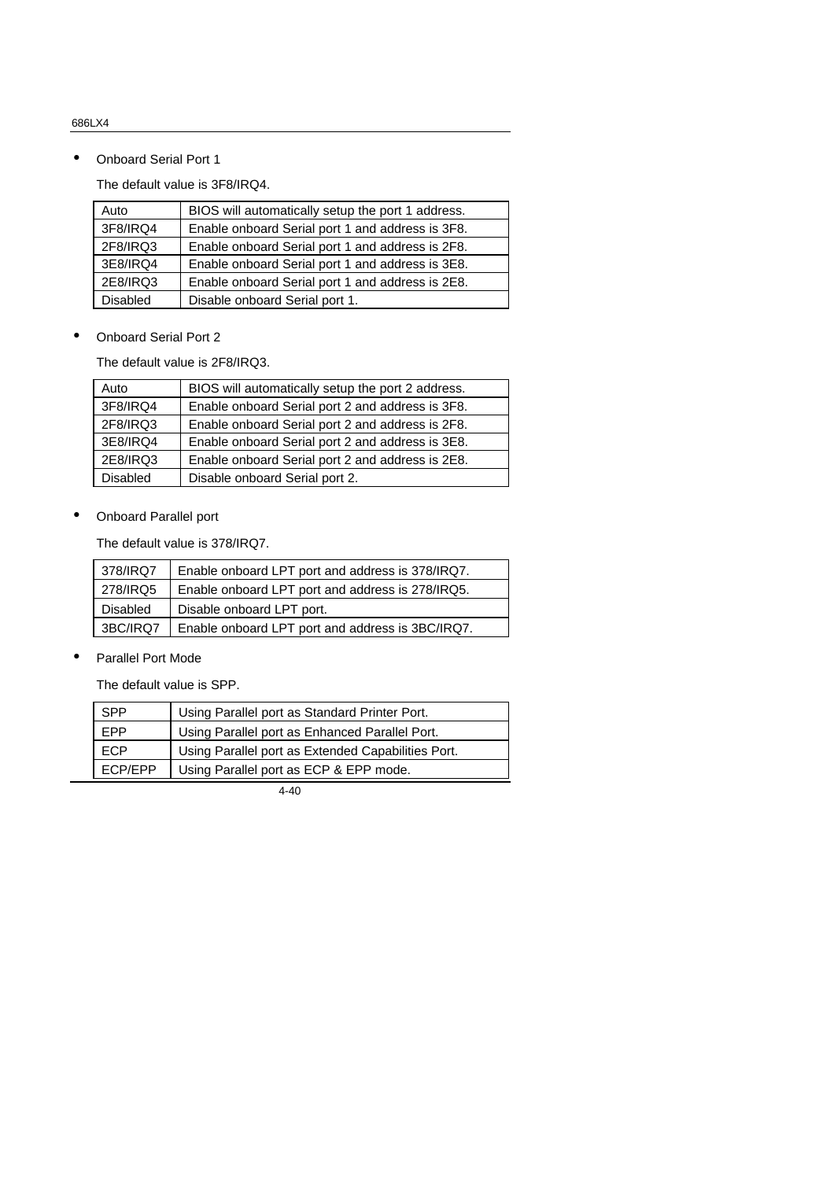- Onboard Serial Port 1

  The default value is 3F8/IRQ4.

| Auto | BIOS will automatically setup the port 1 address. |
|---|---|
| 3F8/IRQ4 | Enable onboard Serial port 1 and address is 3F8. |
| 2F8/IRQ3 | Enable onboard Serial port 1 and address is 2F8. |
| 3E8/IRQ4 | Enable onboard Serial port 1 and address is 3E8. |
| 2E8/IRQ3 | Enable onboard Serial port 1 and address is 2E8. |
| Disabled | Disable onboard Serial port 1. |

- Onboard Serial Port 2

  The default value is 2F8/IRQ3.

| Auto | BIOS will automatically setup the port 2 address. |
|---|---|
| 3F8/IRQ4 | Enable onboard Serial port 2 and address is 3F8. |
| 2F8/IRQ3 | Enable onboard Serial port 2 and address is 2F8. |
| 3E8/IRQ4 | Enable onboard Serial port 2 and address is 3E8. |
| 2E8/IRQ3 | Enable onboard Serial port 2 and address is 2E8. |
| Disabled | Disable onboard Serial port 2. |

- Onboard Parallel port

  The default value is 378/IRQ7.

| 378/IRQ7 | Enable onboard LPT port and address is 378/IRQ7. |
|---|---|
| 278/IRQ5 | Enable onboard LPT port and address is 278/IRQ5. |
| Disabled | Disable onboard LPT port. |
| 3BC/IRQ7 | Enable onboard LPT port and address is 3BC/IRQ7. |

- Parallel Port Mode

  The default value is SPP.

| SPP | Using Parallel port as Standard Printer Port. |
|---|---|
| EPP | Using Parallel port as Enhanced Parallel Port. |
| ECP | Using Parallel port as Extended Capabilities Port. |
| ECP/EPP | Using Parallel port as ECP & EPP mode. |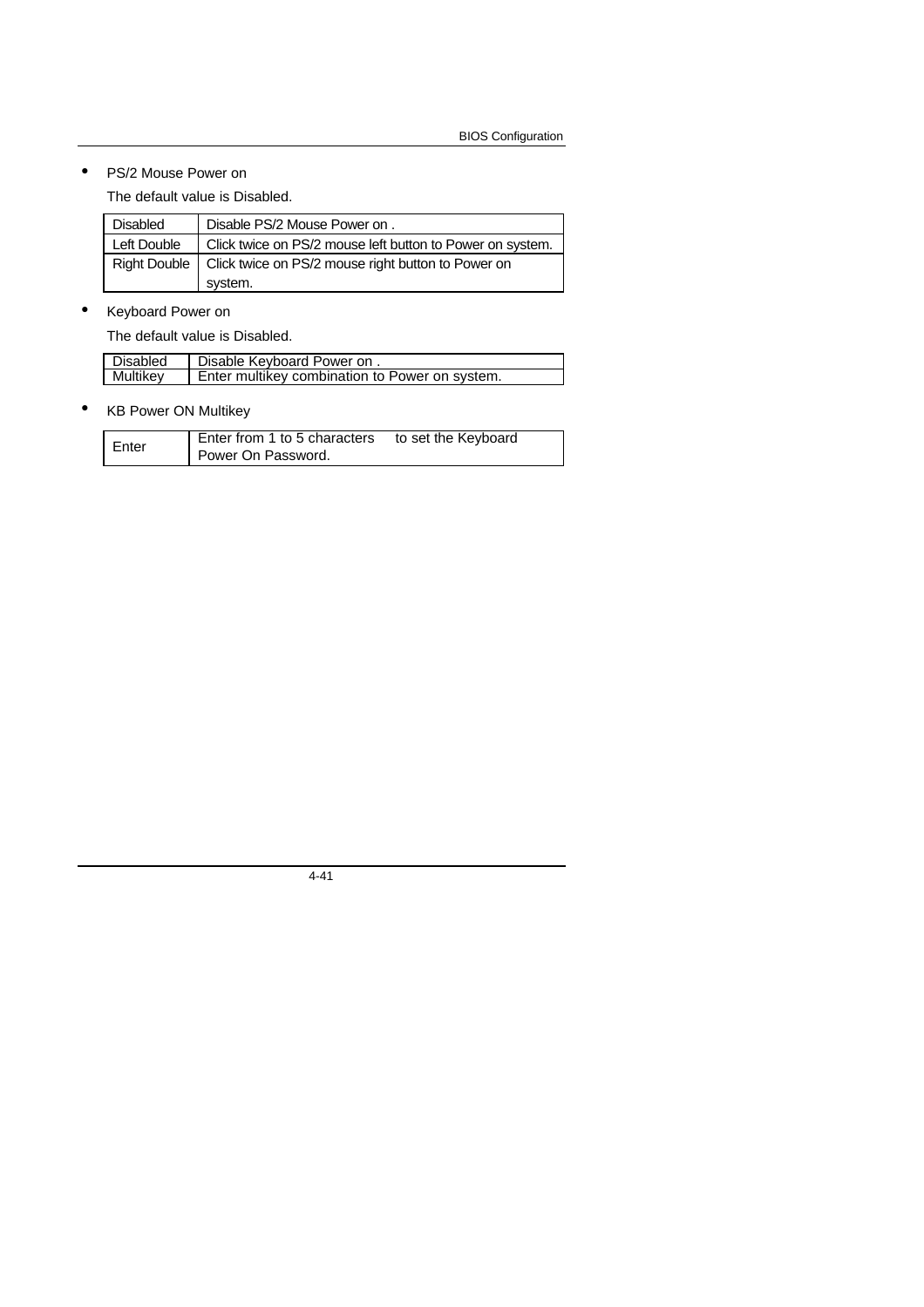- PS/2 Mouse Power on

  The default value is Disabled.

| Disabled | Disable PS/2 Mouse Power on . |
|---|---|
| Left Double | Click twice on PS/2 mouse left button to Power on system. |
| Right Double | Click twice on PS/2 mouse right button to Power on system. |

- Keyboard Power on

  The default value is Disabled.

| Disabled | Disable Keyboard Power on . |
|---|---|
| Multikey | Enter multikey combination to Power on system. |

- KB Power ON Multikey

| Enter | Enter from 1 to 5 characters to set the Keyboard Power On Password. |
|---|---|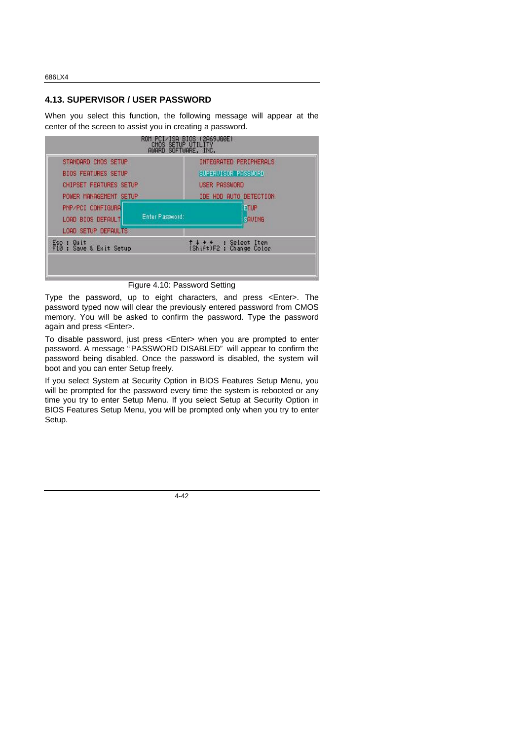## 4.13. SUPERVISOR / USER PASSWORD

When you select this function, the following message will appear at the center of the screen to assist you in creating a password.

```
ROM PCI/ISA BIOS (2A69JG0E)
CMOS SETUP UTILITY
AWARD SOFTWARE, INC.

STANDARD CMOS SETUP          INTEGRATED PERIPHERALS
BIOS FEATURES SETUP          SUPERVISOR PASSWORD
CHIPSET FEATURES SETUP       USER PASSWORD
POWER MANAGEMENT SETUP       IDE HDD AUTO DETECTION
PNP/PCI CONFIGURA                          ETUP
LOAD BIOS DEFAULT   Enter Password:        SAVING
LOAD SETUP DEFAULTS

Esc : Quit                   ↑ ↓ → ←  : Select Item
F10 : Save & Exit Setup      (Shift)F2 : Change Color
```

Figure 4.10: Password Setting

Type the password, up to eight characters, and press <Enter>. The password typed now will clear the previously entered password from CMOS memory. You will be asked to confirm the password. Type the password again and press <Enter>.

To disable password, just press <Enter> when you are prompted to enter password. A message "PASSWORD DISABLED" will appear to confirm the password being disabled. Once the password is disabled, the system will boot and you can enter Setup freely.

If you select System at Security Option in BIOS Features Setup Menu, you will be prompted for the password every time the system is rebooted or any time you try to enter Setup Menu. If you select Setup at Security Option in BIOS Features Setup Menu, you will be prompted only when you try to enter Setup.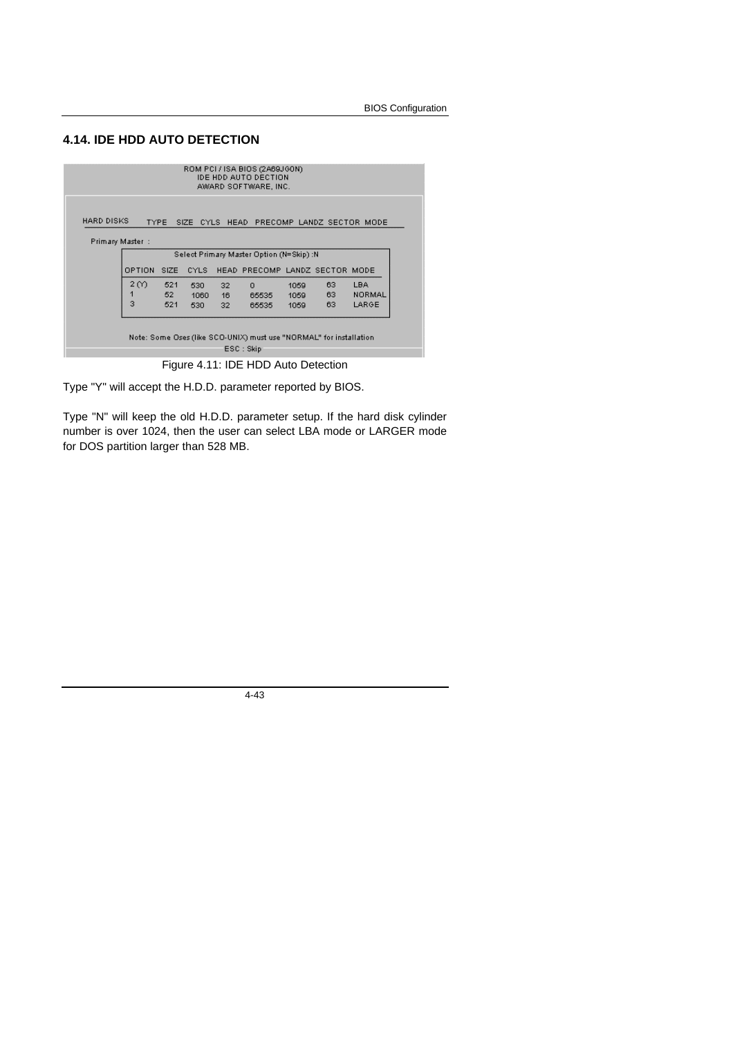## 4.14. IDE HDD AUTO DETECTION

```
ROM PCI / ISA BIOS (2A69JG0N)
IDE HDD AUTO DECTION
AWARD SOFTWARE, INC.

HARD DISKS      TYPE   SIZE  CYLS  HEAD  PRECOMP  LANDZ  SECTOR  MODE

Primary Master :
          Select Primary Master Option (N=Skip) :N

          OPTION  SIZE  CYLS  HEAD  PRECOMP  LANDZ  SECTOR  MODE
          2 (Y)   521   530   32    0        1059   63      LBA
          1       52    1060  16    65535    1059   63      NORMAL
          3       521   530   32    65535    1059   63      LARGE

Note: Some Oses (like SCO-UNIX) must use "NORMAL" for installation
ESC : Skip
```

Figure 4.11: IDE HDD Auto Detection

Type "Y" will accept the H.D.D. parameter reported by BIOS.

Type "N" will keep the old H.D.D. parameter setup. If the hard disk cylinder number is over 1024, then the user can select LBA mode or LARGER mode for DOS partition larger than 528 MB.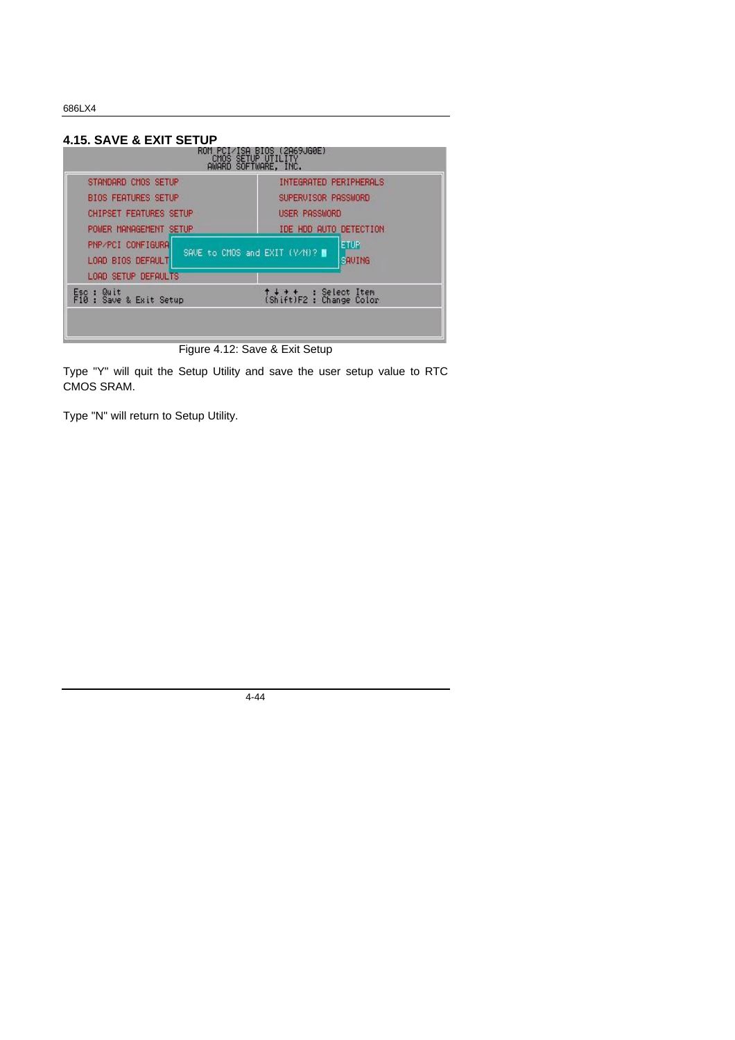## 4.15. SAVE & EXIT SETUP

```
ROM PCI/ISA BIOS (2A69JG0E)
CMOS SETUP UTILITY
AWARD SOFTWARE, INC.

STANDARD CMOS SETUP            INTEGRATED PERIPHERALS
BIOS FEATURES SETUP            SUPERVISOR PASSWORD
CHIPSET FEATURES SETUP         USER PASSWORD
POWER MANAGEMENT SETUP         IDE HDD AUTO DETECTION
PNP/PCI CONFIGURA  SAVE to CMOS and EXIT (Y/N)?   ETUP
LOAD BIOS DEFAULT                                 SAVING
LOAD SETUP DEFAULTS

Esc : Quit                     ↑ ↓ → ←   : Select Item
F10 : Save & Exit Setup        (Shift)F2 : Change Color
```

Figure 4.12: Save & Exit Setup

Type "Y" will quit the Setup Utility and save the user setup value to RTC CMOS SRAM.

Type "N" will return to Setup Utility.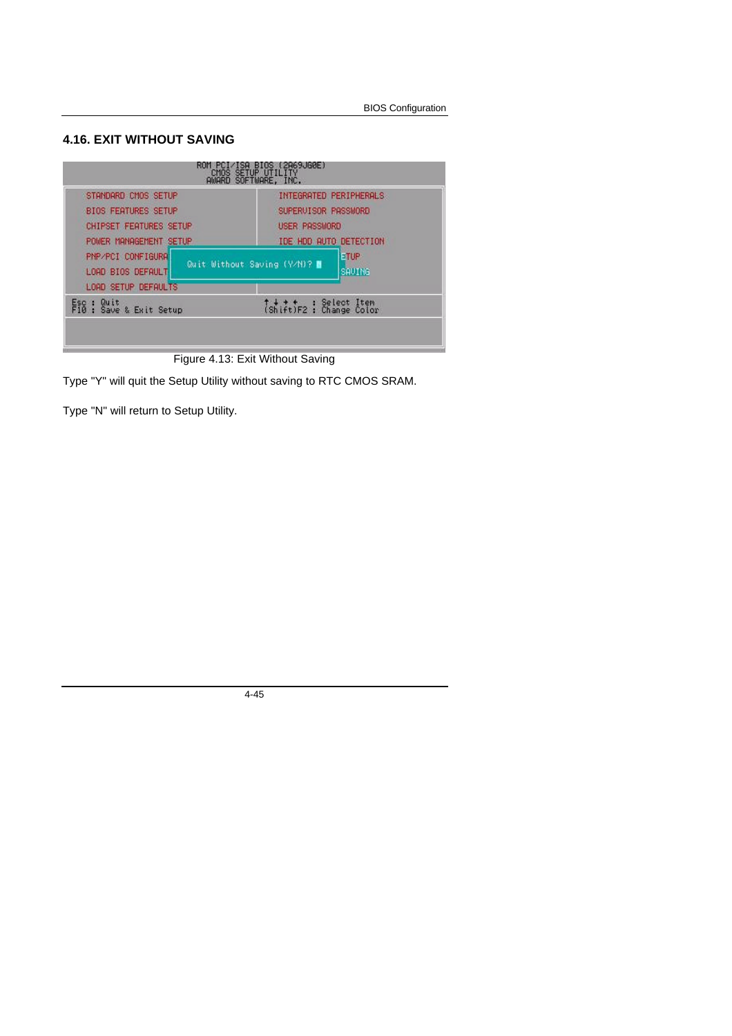## 4.16. EXIT WITHOUT SAVING

```
ROM PCI/ISA BIOS (2A69JG0E)
CMOS SETUP UTILITY
AWARD SOFTWARE, INC.

STANDARD CMOS SETUP          INTEGRATED PERIPHERALS
BIOS FEATURES SETUP          SUPERVISOR PASSWORD
CHIPSET FEATURES SETUP       USER PASSWORD
POWER MANAGEMENT SETUP       IDE HDD AUTO DETECTION
PNP/PCI CONFIGURA  Quit Without Saving (Y/N)?  ETUP
LOAD BIOS DEFAULT                              SAVING
LOAD SETUP DEFAULTS

Esc : Quit                   ↑ ↓ → ←   : Select Item
F10 : Save & Exit Setup      (Shift)F2 : Change Color
```

Figure 4.13: Exit Without Saving

Type "Y" will quit the Setup Utility without saving to RTC CMOS SRAM.

Type "N" will return to Setup Utility.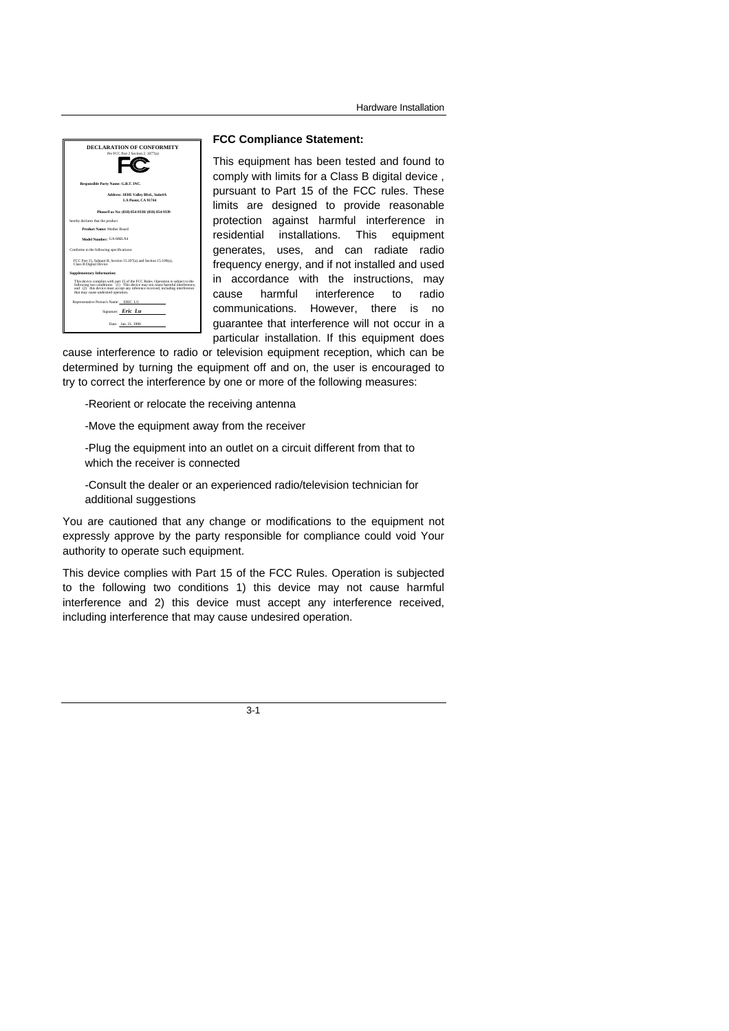DECLARATION OF CONFORMITY

Per FCC Part 2 Section 2. 1077(a)

Responsible Party Name: G.B.T. INC.

Address: 18305 Valley Blvd., Suite#A
LA Puent, CA 91744

Phone/Fax No: (818) 854-9338/ (818) 854-9339

hereby declares that the product

Product Name: Mother Board

Model Number: GA-686LX4

Conforms to the following specifications:

FCC Part 15, Subpart B, Section 15.107(a) and Section 15.109(a), Class B Digital Device

Supplementary Information:

This device complies with part 15 of the FCC Rules. Operation is subject to the following two conditions: (1) This device may not cause harmful interference, and (2) this device must accept any inference received, including interference that may cause undesired operation.

Representative Person's Name: ERIC LU

Signature: *Eric Lu*

Date: Jan. 21, 1998

**FCC Compliance Statement:**

This equipment has been tested and found to comply with limits for a Class B digital device , pursuant to Part 15 of the FCC rules. These limits are designed to provide reasonable protection against harmful interference in residential installations. This equipment generates, uses, and can radiate radio frequency energy, and if not installed and used in accordance with the instructions, may cause harmful interference to radio communications. However, there is no guarantee that interference will not occur in a particular installation. If this equipment does cause interference to radio or television equipment reception, which can be determined by turning the equipment off and on, the user is encouraged to try to correct the interference by one or more of the following measures:

-Reorient or relocate the receiving antenna

-Move the equipment away from the receiver

-Plug the equipment into an outlet on a circuit different from that to which the receiver is connected

-Consult the dealer or an experienced radio/television technician for additional suggestions

You are cautioned that any change or modifications to the equipment not expressly approve by the party responsible for compliance could void Your authority to operate such equipment.

This device complies with Part 15 of the FCC Rules. Operation is subjected to the following two conditions 1) this device may not cause harmful interference and 2) this device must accept any interference received, including interference that may cause undesired operation.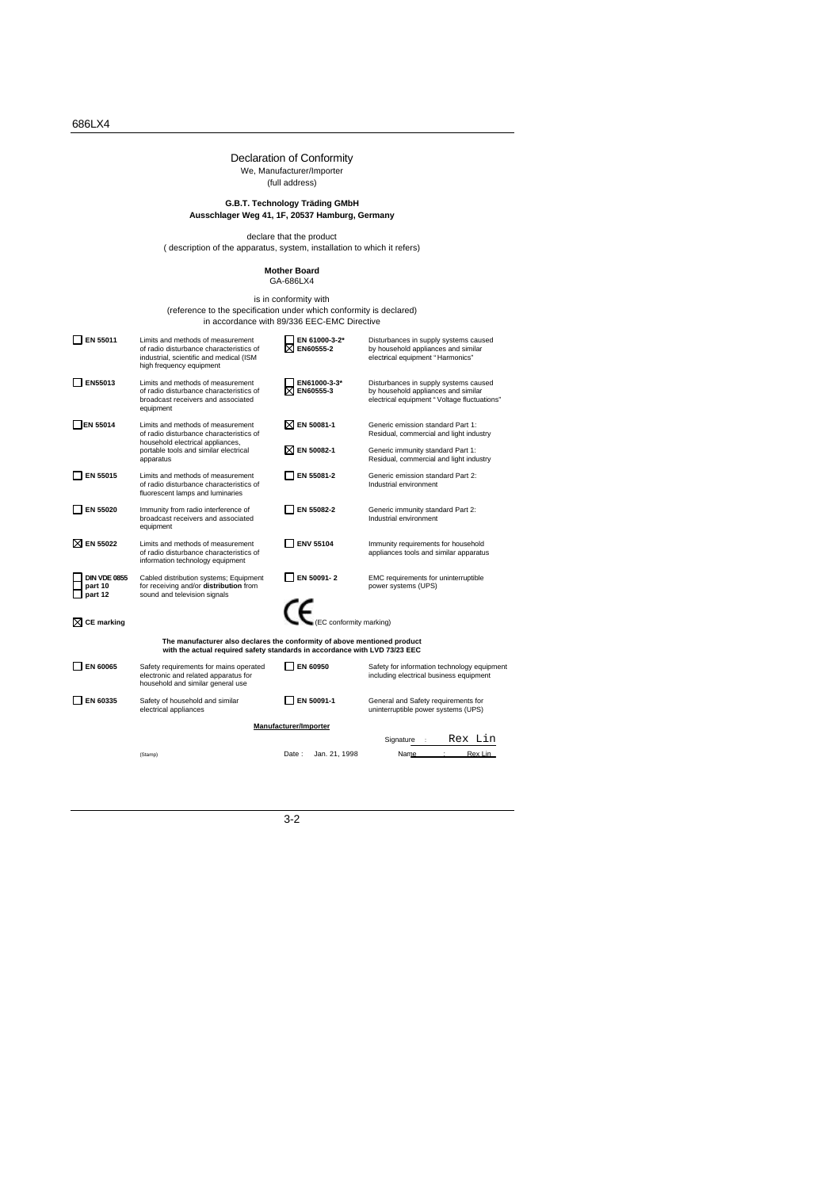# Declaration of Conformity

We, Manufacturer/Importer
(full address)

**G.B.T. Technology Träding GMbH**
**Ausschlager Weg 41, 1F, 20537 Hamburg, Germany**

declare that the product
( description of the apparatus, system, installation to which it refers)

**Mother Board**
GA-686LX4

is in conformity with
(reference to the specification under which conformity is declared)
in accordance with 89/336 EEC-EMC Directive

| | | | |
|---|---|---|---|
| ☐ **EN 55011** | Limits and methods of measurement of radio disturbance characteristics of industrial, scientific and medical (ISM high frequency equipment | ☐ **EN 61000-3-2*** ☒ **EN60555-2** | Disturbances in supply systems caused by household appliances and similar electrical equipment "Harmonics" |
| ☐ **EN55013** | Limits and methods of measurement of radio disturbance characteristics of broadcast receivers and associated equipment | ☐ **EN61000-3-3*** ☒ **EN60555-3** | Disturbances in supply systems caused by household appliances and similar electrical equipment "Voltage fluctuations" |
| ☐ **EN 55014** | Limits and methods of measurement of radio disturbance characteristics of household electrical appliances, portable tools and similar electrical apparatus | ☒ **EN 50081-1** | Generic emission standard Part 1: Residual, commercial and light industry |
| | | ☒ **EN 50082-1** | Generic immunity standard Part 1: Residual, commercial and light industry |
| ☐ **EN 55015** | Limits and methods of measurement of radio disturbance characteristics of fluorescent lamps and luminaries | ☐ **EN 55081-2** | Generic emission standard Part 2: Industrial environment |
| ☐ **EN 55020** | Immunity from radio interference of broadcast receivers and associated equipment | ☐ **EN 55082-2** | Generic immunity standard Part 2: Industrial environment |
| ☒ **EN 55022** | Limits and methods of measurement of radio disturbance characteristics of information technology equipment | ☐ **ENV 55104** | Immunity requirements for household appliances tools and similar apparatus |
| ☐ **DIN VDE 0855** ☐ **part 10** ☐ **part 12** | Cabled distribution systems; Equipment for receiving and/or **distribution** from sound and television signals | ☐ **EN 50091- 2** | EMC requirements for uninterruptible power systems (UPS) |
| ☒ **CE marking** | | CE (EC conformity marking) | |

**The manufacturer also declares the conformity of above mentioned product with the actual required safety standards in accordance with LVD 73/23 EEC**

| | | | |
|---|---|---|---|
| ☐ **EN 60065** | Safety requirements for mains operated electronic and related apparatus for household and similar general use | ☐ **EN 60950** | Safety for information technology equipment including electrical business equipment |
| ☐ **EN 60335** | Safety of household and similar electrical appliances | ☐ **EN 50091-1** | General and Safety requirements for uninterruptible power systems (UPS) |

**Manufacturer/Importer**

Signature : Rex Lin

(Stamp) Date : Jan. 21, 1998 Name : Rex Lin